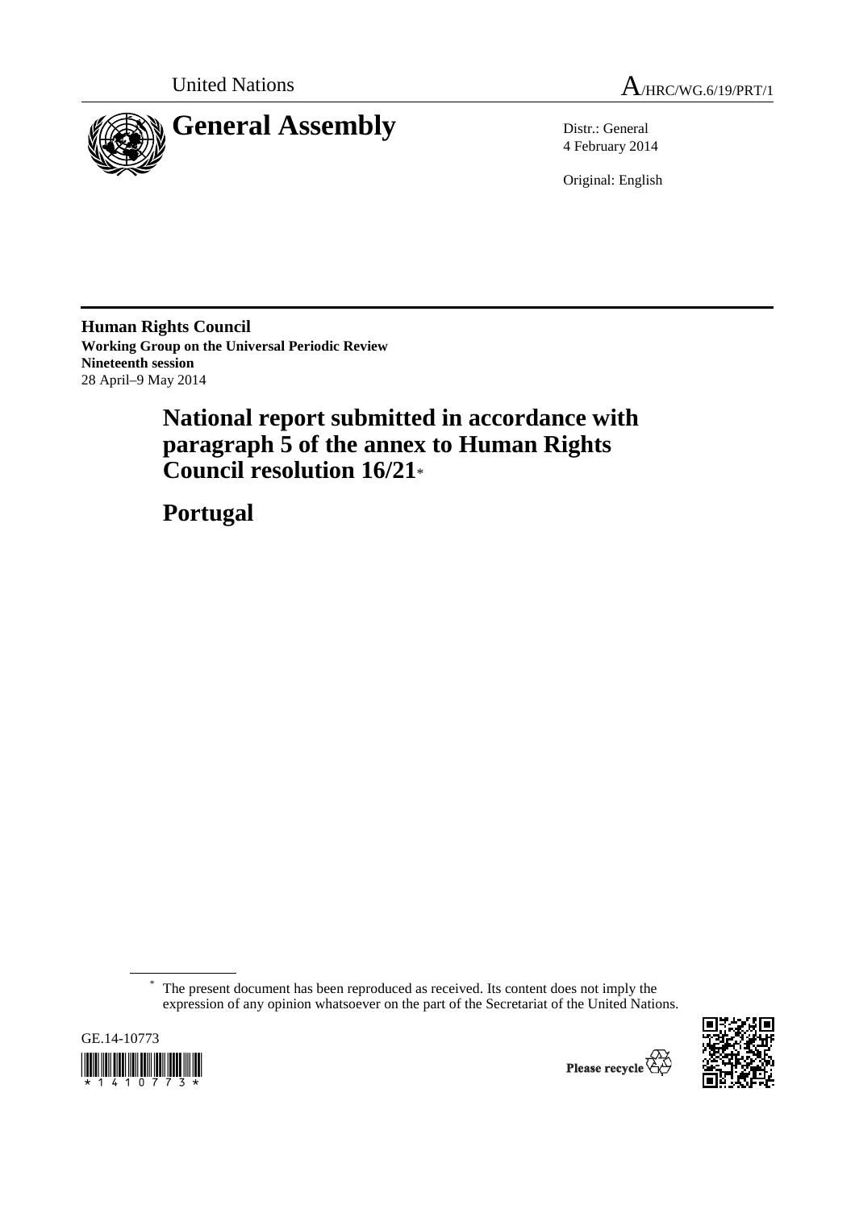United Nations A/HRC/WG.6/19/PRT/1

# General Assembly

Distr.: General
4 February 2014

Original: English

**Human Rights Council**
**Working Group on the Universal Periodic Review**
**Nineteenth session**
28 April–9 May 2014

# National report submitted in accordance with paragraph 5 of the annex to Human Rights Council resolution 16/21*

# Portugal

* The present document has been reproduced as received. Its content does not imply the expression of any opinion whatsoever on the part of the Secretariat of the United Nations.

GE.14-10773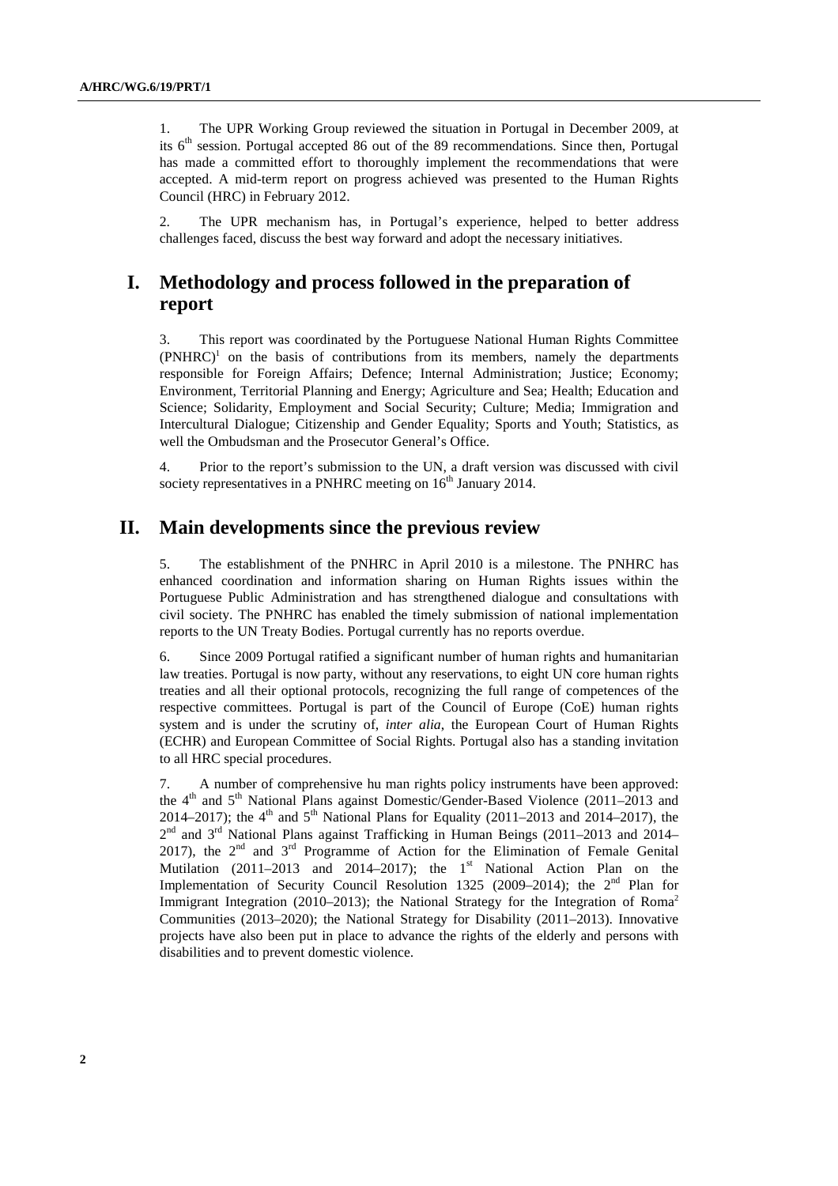1. The UPR Working Group reviewed the situation in Portugal in December 2009, at its 6th session. Portugal accepted 86 out of the 89 recommendations. Since then, Portugal has made a committed effort to thoroughly implement the recommendations that were accepted. A mid-term report on progress achieved was presented to the Human Rights Council (HRC) in February 2012.

2. The UPR mechanism has, in Portugal's experience, helped to better address challenges faced, discuss the best way forward and adopt the necessary initiatives.

# I. Methodology and process followed in the preparation of report

3. This report was coordinated by the Portuguese National Human Rights Committee (PNHRC)[1] on the basis of contributions from its members, namely the departments responsible for Foreign Affairs; Defence; Internal Administration; Justice; Economy; Environment, Territorial Planning and Energy; Agriculture and Sea; Health; Education and Science; Solidarity, Employment and Social Security; Culture; Media; Immigration and Intercultural Dialogue; Citizenship and Gender Equality; Sports and Youth; Statistics, as well the Ombudsman and the Prosecutor General's Office.

4. Prior to the report's submission to the UN, a draft version was discussed with civil society representatives in a PNHRC meeting on 16th January 2014.

# II. Main developments since the previous review

5. The establishment of the PNHRC in April 2010 is a milestone. The PNHRC has enhanced coordination and information sharing on Human Rights issues within the Portuguese Public Administration and has strengthened dialogue and consultations with civil society. The PNHRC has enabled the timely submission of national implementation reports to the UN Treaty Bodies. Portugal currently has no reports overdue.

6. Since 2009 Portugal ratified a significant number of human rights and humanitarian law treaties. Portugal is now party, without any reservations, to eight UN core human rights treaties and all their optional protocols, recognizing the full range of competences of the respective committees. Portugal is part of the Council of Europe (CoE) human rights system and is under the scrutiny of, *inter alia*, the European Court of Human Rights (ECHR) and European Committee of Social Rights. Portugal also has a standing invitation to all HRC special procedures.

7. A number of comprehensive hu man rights policy instruments have been approved: the 4th and 5th National Plans against Domestic/Gender-Based Violence (2011–2013 and 2014–2017); the 4th and 5th National Plans for Equality (2011–2013 and 2014–2017), the 2nd and 3rd National Plans against Trafficking in Human Beings (2011–2013 and 2014–2017), the 2nd and 3rd Programme of Action for the Elimination of Female Genital Mutilation (2011–2013 and 2014–2017); the 1st National Action Plan on the Implementation of Security Council Resolution 1325 (2009–2014); the 2nd Plan for Immigrant Integration (2010–2013); the National Strategy for the Integration of Roma[2] Communities (2013–2020); the National Strategy for Disability (2011–2013). Innovative projects have also been put in place to advance the rights of the elderly and persons with disabilities and to prevent domestic violence.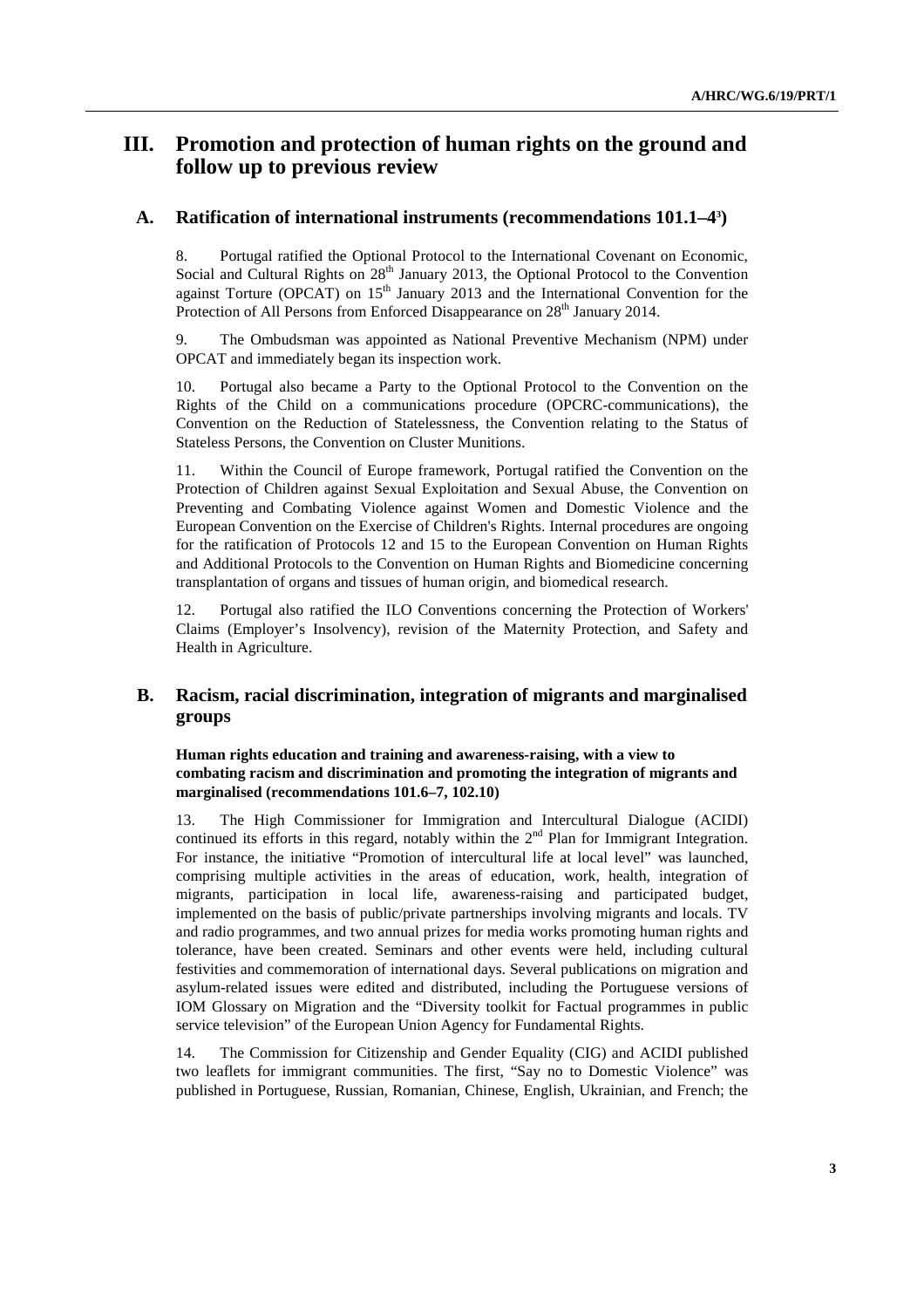## III. Promotion and protection of human rights on the ground and follow up to previous review

### A. Ratification of international instruments (recommendations 101.1–4[3])

8. Portugal ratified the Optional Protocol to the International Covenant on Economic, Social and Cultural Rights on 28th January 2013, the Optional Protocol to the Convention against Torture (OPCAT) on 15th January 2013 and the International Convention for the Protection of All Persons from Enforced Disappearance on 28th January 2014.

9. The Ombudsman was appointed as National Preventive Mechanism (NPM) under OPCAT and immediately began its inspection work.

10. Portugal also became a Party to the Optional Protocol to the Convention on the Rights of the Child on a communications procedure (OPCRC-communications), the Convention on the Reduction of Statelessness, the Convention relating to the Status of Stateless Persons, the Convention on Cluster Munitions.

11. Within the Council of Europe framework, Portugal ratified the Convention on the Protection of Children against Sexual Exploitation and Sexual Abuse, the Convention on Preventing and Combating Violence against Women and Domestic Violence and the European Convention on the Exercise of Children's Rights. Internal procedures are ongoing for the ratification of Protocols 12 and 15 to the European Convention on Human Rights and Additional Protocols to the Convention on Human Rights and Biomedicine concerning transplantation of organs and tissues of human origin, and biomedical research.

12. Portugal also ratified the ILO Conventions concerning the Protection of Workers' Claims (Employer's Insolvency), revision of the Maternity Protection, and Safety and Health in Agriculture.

### B. Racism, racial discrimination, integration of migrants and marginalised groups

**Human rights education and training and awareness-raising, with a view to combating racism and discrimination and promoting the integration of migrants and marginalised (recommendations 101.6–7, 102.10)**

13. The High Commissioner for Immigration and Intercultural Dialogue (ACIDI) continued its efforts in this regard, notably within the 2nd Plan for Immigrant Integration. For instance, the initiative "Promotion of intercultural life at local level" was launched, comprising multiple activities in the areas of education, work, health, integration of migrants, participation in local life, awareness-raising and participated budget, implemented on the basis of public/private partnerships involving migrants and locals. TV and radio programmes, and two annual prizes for media works promoting human rights and tolerance, have been created. Seminars and other events were held, including cultural festivities and commemoration of international days. Several publications on migration and asylum-related issues were edited and distributed, including the Portuguese versions of IOM Glossary on Migration and the "Diversity toolkit for Factual programmes in public service television" of the European Union Agency for Fundamental Rights.

14. The Commission for Citizenship and Gender Equality (CIG) and ACIDI published two leaflets for immigrant communities. The first, "Say no to Domestic Violence" was published in Portuguese, Russian, Romanian, Chinese, English, Ukrainian, and French; the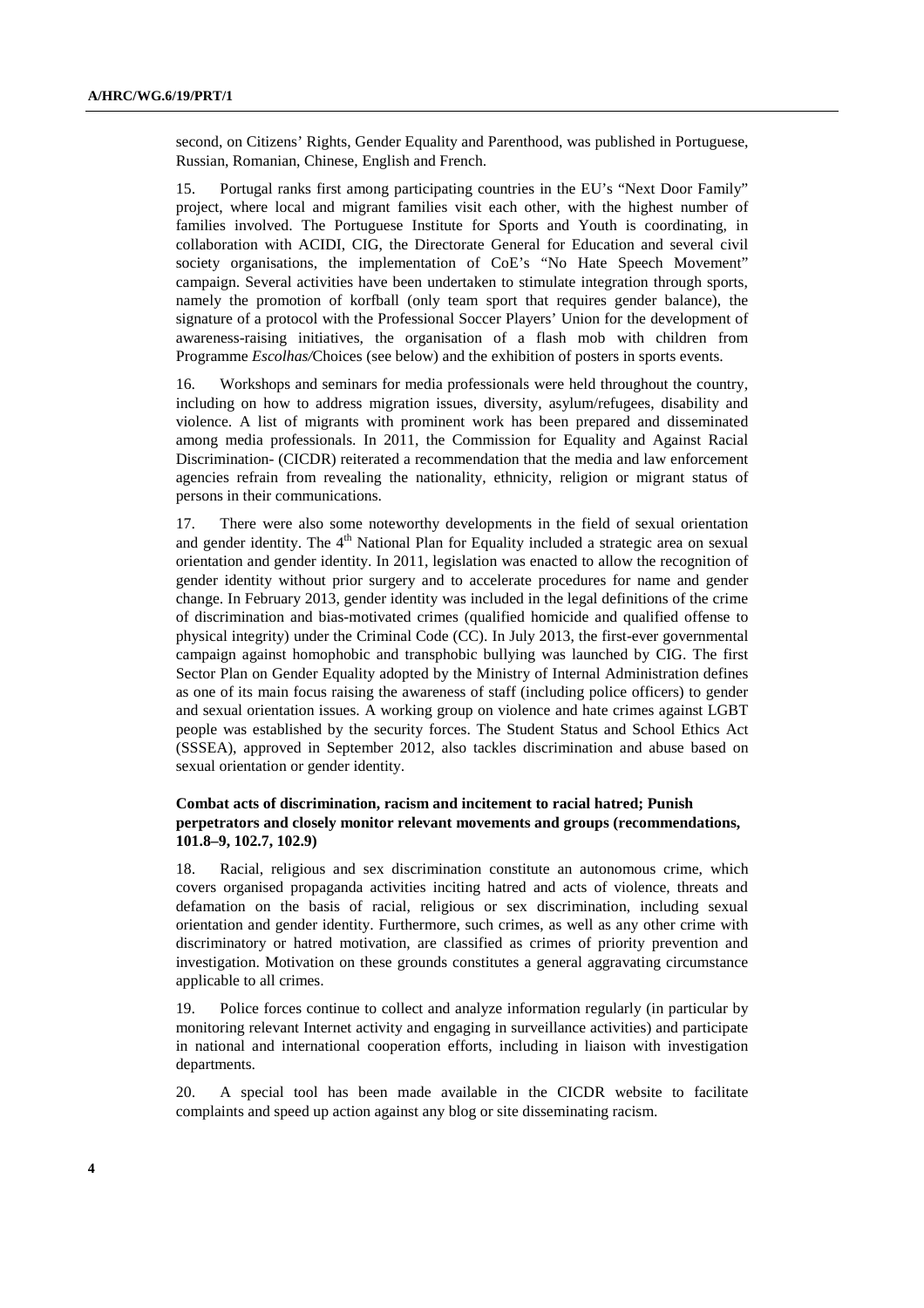second, on Citizens' Rights, Gender Equality and Parenthood, was published in Portuguese, Russian, Romanian, Chinese, English and French.

15. Portugal ranks first among participating countries in the EU's "Next Door Family" project, where local and migrant families visit each other, with the highest number of families involved. The Portuguese Institute for Sports and Youth is coordinating, in collaboration with ACIDI, CIG, the Directorate General for Education and several civil society organisations, the implementation of CoE's "No Hate Speech Movement" campaign. Several activities have been undertaken to stimulate integration through sports, namely the promotion of korfball (only team sport that requires gender balance), the signature of a protocol with the Professional Soccer Players' Union for the development of awareness-raising initiatives, the organisation of a flash mob with children from Programme *Escolhas/*Choices (see below) and the exhibition of posters in sports events.

16. Workshops and seminars for media professionals were held throughout the country, including on how to address migration issues, diversity, asylum/refugees, disability and violence. A list of migrants with prominent work has been prepared and disseminated among media professionals. In 2011, the Commission for Equality and Against Racial Discrimination- (CICDR) reiterated a recommendation that the media and law enforcement agencies refrain from revealing the nationality, ethnicity, religion or migrant status of persons in their communications.

17. There were also some noteworthy developments in the field of sexual orientation and gender identity. The 4th National Plan for Equality included a strategic area on sexual orientation and gender identity. In 2011, legislation was enacted to allow the recognition of gender identity without prior surgery and to accelerate procedures for name and gender change. In February 2013, gender identity was included in the legal definitions of the crime of discrimination and bias-motivated crimes (qualified homicide and qualified offense to physical integrity) under the Criminal Code (CC). In July 2013, the first-ever governmental campaign against homophobic and transphobic bullying was launched by CIG. The first Sector Plan on Gender Equality adopted by the Ministry of Internal Administration defines as one of its main focus raising the awareness of staff (including police officers) to gender and sexual orientation issues. A working group on violence and hate crimes against LGBT people was established by the security forces. The Student Status and School Ethics Act (SSSEA), approved in September 2012, also tackles discrimination and abuse based on sexual orientation or gender identity.

**Combat acts of discrimination, racism and incitement to racial hatred; Punish perpetrators and closely monitor relevant movements and groups (recommendations, 101.8–9, 102.7, 102.9)**

18. Racial, religious and sex discrimination constitute an autonomous crime, which covers organised propaganda activities inciting hatred and acts of violence, threats and defamation on the basis of racial, religious or sex discrimination, including sexual orientation and gender identity. Furthermore, such crimes, as well as any other crime with discriminatory or hatred motivation, are classified as crimes of priority prevention and investigation. Motivation on these grounds constitutes a general aggravating circumstance applicable to all crimes.

19. Police forces continue to collect and analyze information regularly (in particular by monitoring relevant Internet activity and engaging in surveillance activities) and participate in national and international cooperation efforts, including in liaison with investigation departments.

20. A special tool has been made available in the CICDR website to facilitate complaints and speed up action against any blog or site disseminating racism.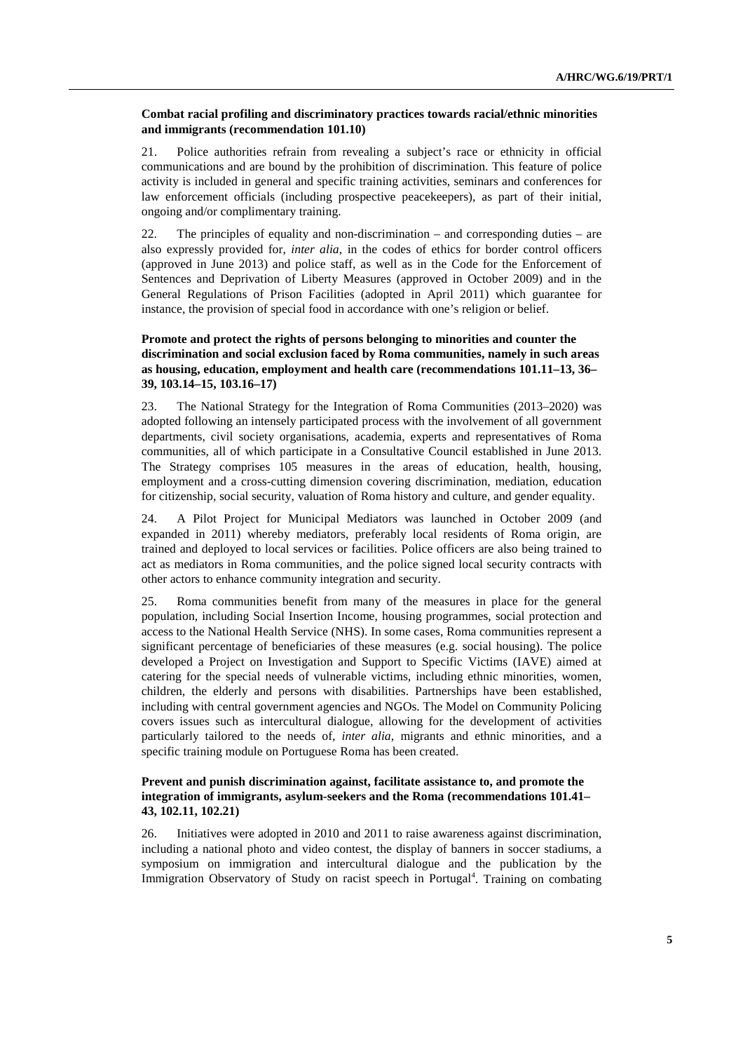**Combat racial profiling and discriminatory practices towards racial/ethnic minorities and immigrants (recommendation 101.10)**

21. Police authorities refrain from revealing a subject's race or ethnicity in official communications and are bound by the prohibition of discrimination. This feature of police activity is included in general and specific training activities, seminars and conferences for law enforcement officials (including prospective peacekeepers), as part of their initial, ongoing and/or complimentary training.

22. The principles of equality and non-discrimination – and corresponding duties – are also expressly provided for, *inter alia*, in the codes of ethics for border control officers (approved in June 2013) and police staff, as well as in the Code for the Enforcement of Sentences and Deprivation of Liberty Measures (approved in October 2009) and in the General Regulations of Prison Facilities (adopted in April 2011) which guarantee for instance, the provision of special food in accordance with one's religion or belief.

**Promote and protect the rights of persons belonging to minorities and counter the discrimination and social exclusion faced by Roma communities, namely in such areas as housing, education, employment and health care (recommendations 101.11–13, 36–39, 103.14–15, 103.16–17)**

23. The National Strategy for the Integration of Roma Communities (2013–2020) was adopted following an intensely participated process with the involvement of all government departments, civil society organisations, academia, experts and representatives of Roma communities, all of which participate in a Consultative Council established in June 2013. The Strategy comprises 105 measures in the areas of education, health, housing, employment and a cross-cutting dimension covering discrimination, mediation, education for citizenship, social security, valuation of Roma history and culture, and gender equality.

24. A Pilot Project for Municipal Mediators was launched in October 2009 (and expanded in 2011) whereby mediators, preferably local residents of Roma origin, are trained and deployed to local services or facilities. Police officers are also being trained to act as mediators in Roma communities, and the police signed local security contracts with other actors to enhance community integration and security.

25. Roma communities benefit from many of the measures in place for the general population, including Social Insertion Income, housing programmes, social protection and access to the National Health Service (NHS). In some cases, Roma communities represent a significant percentage of beneficiaries of these measures (e.g. social housing). The police developed a Project on Investigation and Support to Specific Victims (IAVE) aimed at catering for the special needs of vulnerable victims, including ethnic minorities, women, children, the elderly and persons with disabilities. Partnerships have been established, including with central government agencies and NGOs. The Model on Community Policing covers issues such as intercultural dialogue, allowing for the development of activities particularly tailored to the needs of, *inter alia*, migrants and ethnic minorities, and a specific training module on Portuguese Roma has been created.

**Prevent and punish discrimination against, facilitate assistance to, and promote the integration of immigrants, asylum-seekers and the Roma (recommendations 101.41–43, 102.11, 102.21)**

26. Initiatives were adopted in 2010 and 2011 to raise awareness against discrimination, including a national photo and video contest, the display of banners in soccer stadiums, a symposium on immigration and intercultural dialogue and the publication by the Immigration Observatory of Study on racist speech in Portugal[4]. Training on combating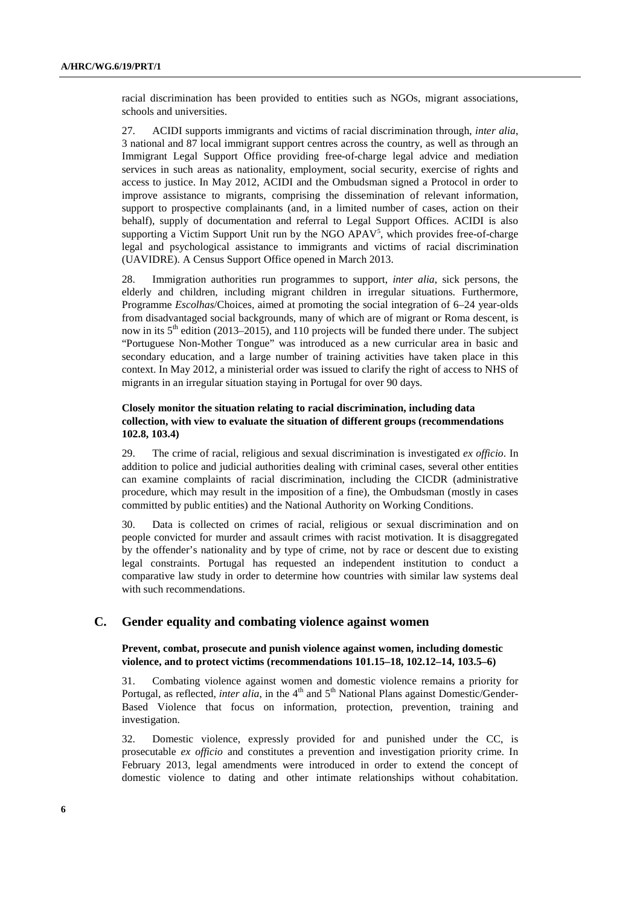racial discrimination has been provided to entities such as NGOs, migrant associations, schools and universities.

27. ACIDI supports immigrants and victims of racial discrimination through, *inter alia*, 3 national and 87 local immigrant support centres across the country, as well as through an Immigrant Legal Support Office providing free-of-charge legal advice and mediation services in such areas as nationality, employment, social security, exercise of rights and access to justice. In May 2012, ACIDI and the Ombudsman signed a Protocol in order to improve assistance to migrants, comprising the dissemination of relevant information, support to prospective complainants (and, in a limited number of cases, action on their behalf), supply of documentation and referral to Legal Support Offices. ACIDI is also supporting a Victim Support Unit run by the NGO APAV[5], which provides free-of-charge legal and psychological assistance to immigrants and victims of racial discrimination (UAVIDRE). A Census Support Office opened in March 2013.

28. Immigration authorities run programmes to support, *inter alia*, sick persons, the elderly and children, including migrant children in irregular situations. Furthermore, Programme *Escolhas*/Choices, aimed at promoting the social integration of 6–24 year-olds from disadvantaged social backgrounds, many of which are of migrant or Roma descent, is now in its 5th edition (2013–2015), and 110 projects will be funded there under. The subject "Portuguese Non-Mother Tongue" was introduced as a new curricular area in basic and secondary education, and a large number of training activities have taken place in this context. In May 2012, a ministerial order was issued to clarify the right of access to NHS of migrants in an irregular situation staying in Portugal for over 90 days.

#### Closely monitor the situation relating to racial discrimination, including data collection, with view to evaluate the situation of different groups (recommendations 102.8, 103.4)

29. The crime of racial, religious and sexual discrimination is investigated *ex officio*. In addition to police and judicial authorities dealing with criminal cases, several other entities can examine complaints of racial discrimination, including the CICDR (administrative procedure, which may result in the imposition of a fine), the Ombudsman (mostly in cases committed by public entities) and the National Authority on Working Conditions.

30. Data is collected on crimes of racial, religious or sexual discrimination and on people convicted for murder and assault crimes with racist motivation. It is disaggregated by the offender's nationality and by type of crime, not by race or descent due to existing legal constraints. Portugal has requested an independent institution to conduct a comparative law study in order to determine how countries with similar law systems deal with such recommendations.

### C. Gender equality and combating violence against women

#### Prevent, combat, prosecute and punish violence against women, including domestic violence, and to protect victims (recommendations 101.15–18, 102.12–14, 103.5–6)

31. Combating violence against women and domestic violence remains a priority for Portugal, as reflected, *inter alia*, in the 4th and 5th National Plans against Domestic/Gender-Based Violence that focus on information, protection, prevention, training and investigation.

32. Domestic violence, expressly provided for and punished under the CC, is prosecutable *ex officio* and constitutes a prevention and investigation priority crime. In February 2013, legal amendments were introduced in order to extend the concept of domestic violence to dating and other intimate relationships without cohabitation.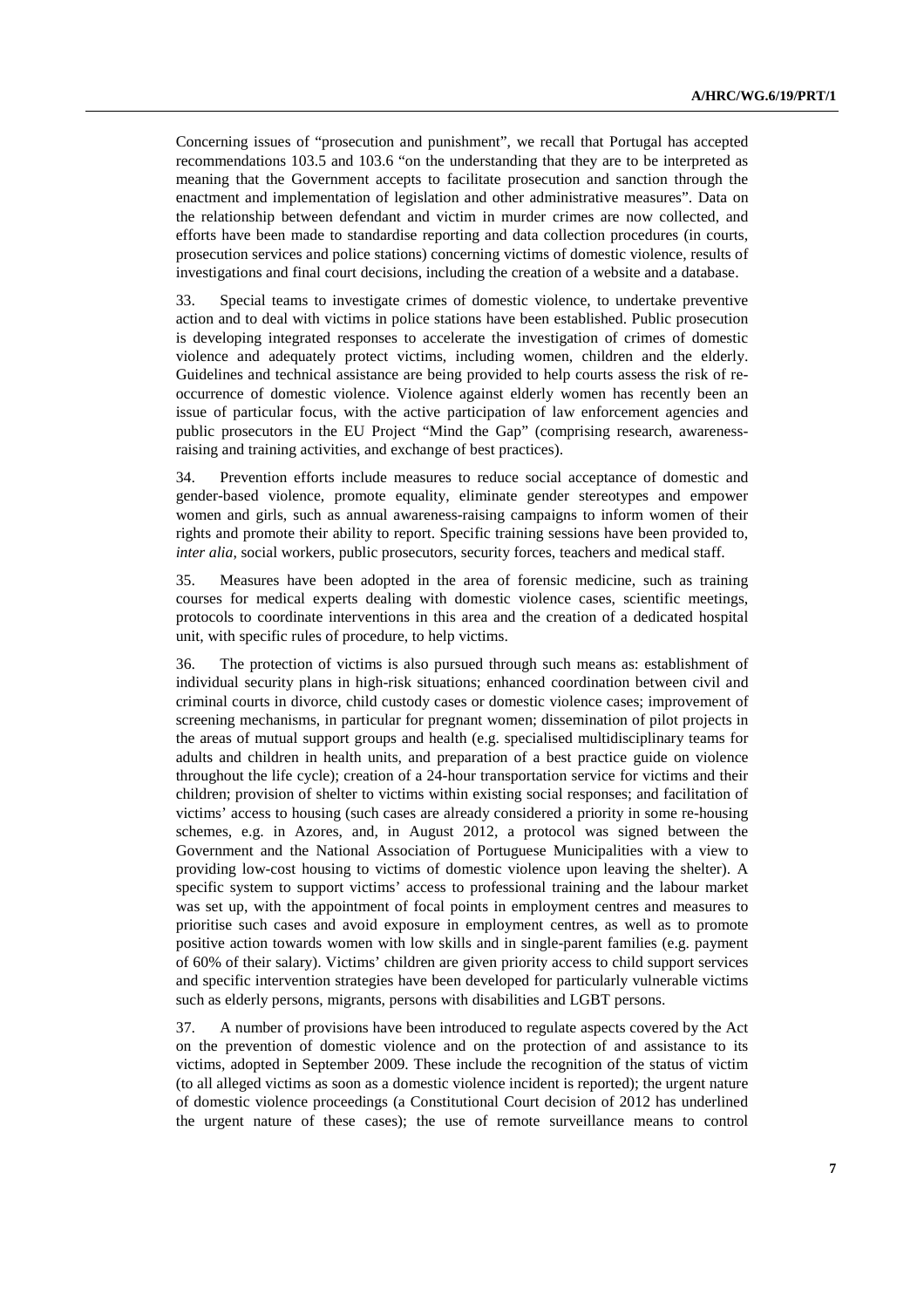Concerning issues of "prosecution and punishment", we recall that Portugal has accepted recommendations 103.5 and 103.6 "on the understanding that they are to be interpreted as meaning that the Government accepts to facilitate prosecution and sanction through the enactment and implementation of legislation and other administrative measures". Data on the relationship between defendant and victim in murder crimes are now collected, and efforts have been made to standardise reporting and data collection procedures (in courts, prosecution services and police stations) concerning victims of domestic violence, results of investigations and final court decisions, including the creation of a website and a database.

33. Special teams to investigate crimes of domestic violence, to undertake preventive action and to deal with victims in police stations have been established. Public prosecution is developing integrated responses to accelerate the investigation of crimes of domestic violence and adequately protect victims, including women, children and the elderly. Guidelines and technical assistance are being provided to help courts assess the risk of re-occurrence of domestic violence. Violence against elderly women has recently been an issue of particular focus, with the active participation of law enforcement agencies and public prosecutors in the EU Project "Mind the Gap" (comprising research, awareness-raising and training activities, and exchange of best practices).

34. Prevention efforts include measures to reduce social acceptance of domestic and gender-based violence, promote equality, eliminate gender stereotypes and empower women and girls, such as annual awareness-raising campaigns to inform women of their rights and promote their ability to report. Specific training sessions have been provided to, *inter alia*, social workers, public prosecutors, security forces, teachers and medical staff.

35. Measures have been adopted in the area of forensic medicine, such as training courses for medical experts dealing with domestic violence cases, scientific meetings, protocols to coordinate interventions in this area and the creation of a dedicated hospital unit, with specific rules of procedure, to help victims.

36. The protection of victims is also pursued through such means as: establishment of individual security plans in high-risk situations; enhanced coordination between civil and criminal courts in divorce, child custody cases or domestic violence cases; improvement of screening mechanisms, in particular for pregnant women; dissemination of pilot projects in the areas of mutual support groups and health (e.g. specialised multidisciplinary teams for adults and children in health units, and preparation of a best practice guide on violence throughout the life cycle); creation of a 24-hour transportation service for victims and their children; provision of shelter to victims within existing social responses; and facilitation of victims' access to housing (such cases are already considered a priority in some re-housing schemes, e.g. in Azores, and, in August 2012, a protocol was signed between the Government and the National Association of Portuguese Municipalities with a view to providing low-cost housing to victims of domestic violence upon leaving the shelter). A specific system to support victims' access to professional training and the labour market was set up, with the appointment of focal points in employment centres and measures to prioritise such cases and avoid exposure in employment centres, as well as to promote positive action towards women with low skills and in single-parent families (e.g. payment of 60% of their salary). Victims' children are given priority access to child support services and specific intervention strategies have been developed for particularly vulnerable victims such as elderly persons, migrants, persons with disabilities and LGBT persons.

37. A number of provisions have been introduced to regulate aspects covered by the Act on the prevention of domestic violence and on the protection of and assistance to its victims, adopted in September 2009. These include the recognition of the status of victim (to all alleged victims as soon as a domestic violence incident is reported); the urgent nature of domestic violence proceedings (a Constitutional Court decision of 2012 has underlined the urgent nature of these cases); the use of remote surveillance means to control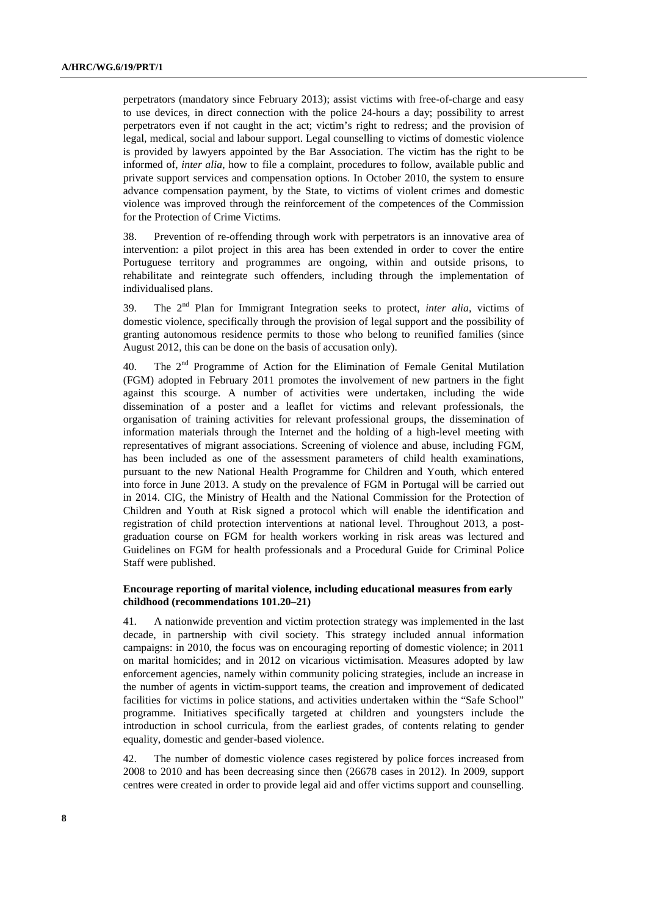perpetrators (mandatory since February 2013); assist victims with free-of-charge and easy to use devices, in direct connection with the police 24-hours a day; possibility to arrest perpetrators even if not caught in the act; victim's right to redress; and the provision of legal, medical, social and labour support. Legal counselling to victims of domestic violence is provided by lawyers appointed by the Bar Association. The victim has the right to be informed of, *inter alia*, how to file a complaint, procedures to follow, available public and private support services and compensation options. In October 2010, the system to ensure advance compensation payment, by the State, to victims of violent crimes and domestic violence was improved through the reinforcement of the competences of the Commission for the Protection of Crime Victims.

38. Prevention of re-offending through work with perpetrators is an innovative area of intervention: a pilot project in this area has been extended in order to cover the entire Portuguese territory and programmes are ongoing, within and outside prisons, to rehabilitate and reintegrate such offenders, including through the implementation of individualised plans.

39. The 2nd Plan for Immigrant Integration seeks to protect, *inter alia*, victims of domestic violence, specifically through the provision of legal support and the possibility of granting autonomous residence permits to those who belong to reunified families (since August 2012, this can be done on the basis of accusation only).

40. The 2nd Programme of Action for the Elimination of Female Genital Mutilation (FGM) adopted in February 2011 promotes the involvement of new partners in the fight against this scourge. A number of activities were undertaken, including the wide dissemination of a poster and a leaflet for victims and relevant professionals, the organisation of training activities for relevant professional groups, the dissemination of information materials through the Internet and the holding of a high-level meeting with representatives of migrant associations. Screening of violence and abuse, including FGM, has been included as one of the assessment parameters of child health examinations, pursuant to the new National Health Programme for Children and Youth, which entered into force in June 2013. A study on the prevalence of FGM in Portugal will be carried out in 2014. CIG, the Ministry of Health and the National Commission for the Protection of Children and Youth at Risk signed a protocol which will enable the identification and registration of child protection interventions at national level. Throughout 2013, a post-graduation course on FGM for health workers working in risk areas was lectured and Guidelines on FGM for health professionals and a Procedural Guide for Criminal Police Staff were published.

### Encourage reporting of marital violence, including educational measures from early childhood (recommendations 101.20–21)

41. A nationwide prevention and victim protection strategy was implemented in the last decade, in partnership with civil society. This strategy included annual information campaigns: in 2010, the focus was on encouraging reporting of domestic violence; in 2011 on marital homicides; and in 2012 on vicarious victimisation. Measures adopted by law enforcement agencies, namely within community policing strategies, include an increase in the number of agents in victim-support teams, the creation and improvement of dedicated facilities for victims in police stations, and activities undertaken within the "Safe School" programme. Initiatives specifically targeted at children and youngsters include the introduction in school curricula, from the earliest grades, of contents relating to gender equality, domestic and gender-based violence.

42. The number of domestic violence cases registered by police forces increased from 2008 to 2010 and has been decreasing since then (26678 cases in 2012). In 2009, support centres were created in order to provide legal aid and offer victims support and counselling.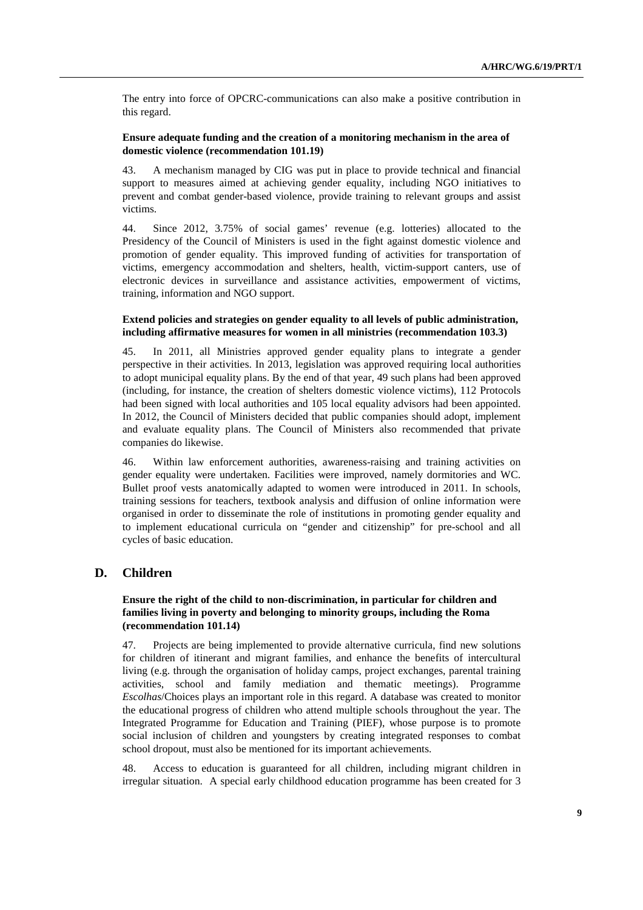The entry into force of OPCRC-communications can also make a positive contribution in this regard.

**Ensure adequate funding and the creation of a monitoring mechanism in the area of domestic violence (recommendation 101.19)**

43. A mechanism managed by CIG was put in place to provide technical and financial support to measures aimed at achieving gender equality, including NGO initiatives to prevent and combat gender-based violence, provide training to relevant groups and assist victims.

44. Since 2012, 3.75% of social games' revenue (e.g. lotteries) allocated to the Presidency of the Council of Ministers is used in the fight against domestic violence and promotion of gender equality. This improved funding of activities for transportation of victims, emergency accommodation and shelters, health, victim-support canters, use of electronic devices in surveillance and assistance activities, empowerment of victims, training, information and NGO support.

**Extend policies and strategies on gender equality to all levels of public administration, including affirmative measures for women in all ministries (recommendation 103.3)**

45. In 2011, all Ministries approved gender equality plans to integrate a gender perspective in their activities. In 2013, legislation was approved requiring local authorities to adopt municipal equality plans. By the end of that year, 49 such plans had been approved (including, for instance, the creation of shelters domestic violence victims), 112 Protocols had been signed with local authorities and 105 local equality advisors had been appointed. In 2012, the Council of Ministers decided that public companies should adopt, implement and evaluate equality plans. The Council of Ministers also recommended that private companies do likewise.

46. Within law enforcement authorities, awareness-raising and training activities on gender equality were undertaken. Facilities were improved, namely dormitories and WC. Bullet proof vests anatomically adapted to women were introduced in 2011. In schools, training sessions for teachers, textbook analysis and diffusion of online information were organised in order to disseminate the role of institutions in promoting gender equality and to implement educational curricula on "gender and citizenship" for pre-school and all cycles of basic education.

## D. Children

**Ensure the right of the child to non-discrimination, in particular for children and families living in poverty and belonging to minority groups, including the Roma (recommendation 101.14)**

47. Projects are being implemented to provide alternative curricula, find new solutions for children of itinerant and migrant families, and enhance the benefits of intercultural living (e.g. through the organisation of holiday camps, project exchanges, parental training activities, school and family mediation and thematic meetings). Programme *Escolhas*/Choices plays an important role in this regard. A database was created to monitor the educational progress of children who attend multiple schools throughout the year. The Integrated Programme for Education and Training (PIEF), whose purpose is to promote social inclusion of children and youngsters by creating integrated responses to combat school dropout, must also be mentioned for its important achievements.

48. Access to education is guaranteed for all children, including migrant children in irregular situation. A special early childhood education programme has been created for 3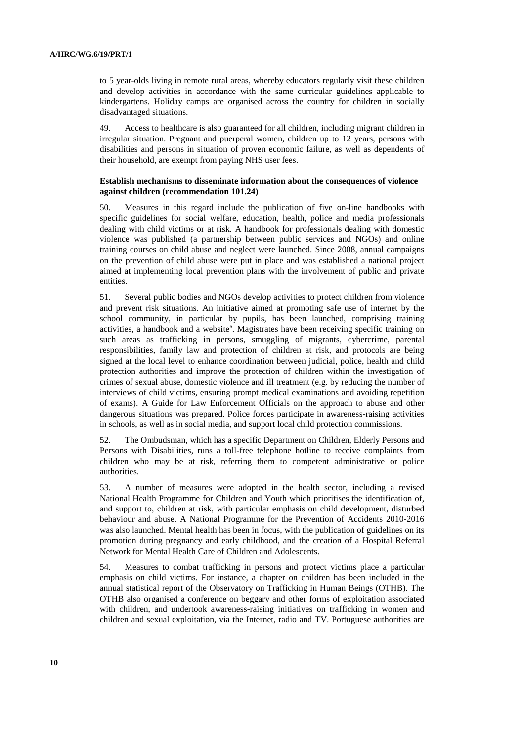to 5 year-olds living in remote rural areas, whereby educators regularly visit these children and develop activities in accordance with the same curricular guidelines applicable to kindergartens. Holiday camps are organised across the country for children in socially disadvantaged situations.

49. Access to healthcare is also guaranteed for all children, including migrant children in irregular situation. Pregnant and puerperal women, children up to 12 years, persons with disabilities and persons in situation of proven economic failure, as well as dependents of their household, are exempt from paying NHS user fees.

**Establish mechanisms to disseminate information about the consequences of violence against children (recommendation 101.24)**

50. Measures in this regard include the publication of five on-line handbooks with specific guidelines for social welfare, education, health, police and media professionals dealing with child victims or at risk. A handbook for professionals dealing with domestic violence was published (a partnership between public services and NGOs) and online training courses on child abuse and neglect were launched. Since 2008, annual campaigns on the prevention of child abuse were put in place and was established a national project aimed at implementing local prevention plans with the involvement of public and private entities.

51. Several public bodies and NGOs develop activities to protect children from violence and prevent risk situations. An initiative aimed at promoting safe use of internet by the school community, in particular by pupils, has been launched, comprising training activities, a handbook and a website[6]. Magistrates have been receiving specific training on such areas as trafficking in persons, smuggling of migrants, cybercrime, parental responsibilities, family law and protection of children at risk, and protocols are being signed at the local level to enhance coordination between judicial, police, health and child protection authorities and improve the protection of children within the investigation of crimes of sexual abuse, domestic violence and ill treatment (e.g. by reducing the number of interviews of child victims, ensuring prompt medical examinations and avoiding repetition of exams). A Guide for Law Enforcement Officials on the approach to abuse and other dangerous situations was prepared. Police forces participate in awareness-raising activities in schools, as well as in social media, and support local child protection commissions.

52. The Ombudsman, which has a specific Department on Children, Elderly Persons and Persons with Disabilities, runs a toll-free telephone hotline to receive complaints from children who may be at risk, referring them to competent administrative or police authorities.

53. A number of measures were adopted in the health sector, including a revised National Health Programme for Children and Youth which prioritises the identification of, and support to, children at risk, with particular emphasis on child development, disturbed behaviour and abuse. A National Programme for the Prevention of Accidents 2010-2016 was also launched. Mental health has been in focus, with the publication of guidelines on its promotion during pregnancy and early childhood, and the creation of a Hospital Referral Network for Mental Health Care of Children and Adolescents.

54. Measures to combat trafficking in persons and protect victims place a particular emphasis on child victims. For instance, a chapter on children has been included in the annual statistical report of the Observatory on Trafficking in Human Beings (OTHB). The OTHB also organised a conference on beggary and other forms of exploitation associated with children, and undertook awareness-raising initiatives on trafficking in women and children and sexual exploitation, via the Internet, radio and TV. Portuguese authorities are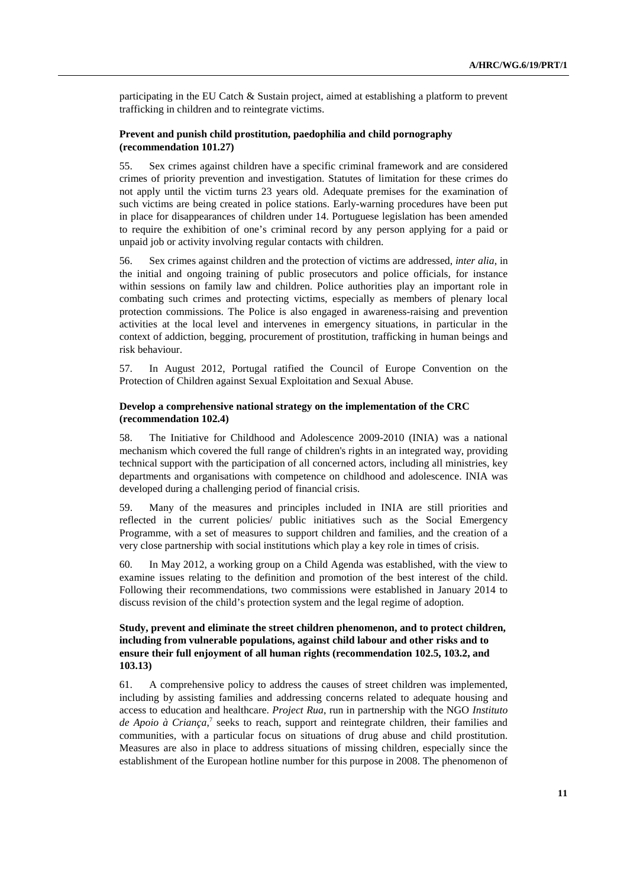participating in the EU Catch & Sustain project, aimed at establishing a platform to prevent trafficking in children and to reintegrate victims.

### Prevent and punish child prostitution, paedophilia and child pornography (recommendation 101.27)

55. Sex crimes against children have a specific criminal framework and are considered crimes of priority prevention and investigation. Statutes of limitation for these crimes do not apply until the victim turns 23 years old. Adequate premises for the examination of such victims are being created in police stations. Early-warning procedures have been put in place for disappearances of children under 14. Portuguese legislation has been amended to require the exhibition of one's criminal record by any person applying for a paid or unpaid job or activity involving regular contacts with children.

56. Sex crimes against children and the protection of victims are addressed, *inter alia*, in the initial and ongoing training of public prosecutors and police officials, for instance within sessions on family law and children. Police authorities play an important role in combating such crimes and protecting victims, especially as members of plenary local protection commissions. The Police is also engaged in awareness-raising and prevention activities at the local level and intervenes in emergency situations, in particular in the context of addiction, begging, procurement of prostitution, trafficking in human beings and risk behaviour.

57. In August 2012, Portugal ratified the Council of Europe Convention on the Protection of Children against Sexual Exploitation and Sexual Abuse.

### Develop a comprehensive national strategy on the implementation of the CRC (recommendation 102.4)

58. The Initiative for Childhood and Adolescence 2009-2010 (INIA) was a national mechanism which covered the full range of children's rights in an integrated way, providing technical support with the participation of all concerned actors, including all ministries, key departments and organisations with competence on childhood and adolescence. INIA was developed during a challenging period of financial crisis.

59. Many of the measures and principles included in INIA are still priorities and reflected in the current policies/ public initiatives such as the Social Emergency Programme, with a set of measures to support children and families, and the creation of a very close partnership with social institutions which play a key role in times of crisis.

60. In May 2012, a working group on a Child Agenda was established, with the view to examine issues relating to the definition and promotion of the best interest of the child. Following their recommendations, two commissions were established in January 2014 to discuss revision of the child's protection system and the legal regime of adoption.

### Study, prevent and eliminate the street children phenomenon, and to protect children, including from vulnerable populations, against child labour and other risks and to ensure their full enjoyment of all human rights (recommendation 102.5, 103.2, and 103.13)

61. A comprehensive policy to address the causes of street children was implemented, including by assisting families and addressing concerns related to adequate housing and access to education and healthcare. *Project Rua*, run in partnership with the NGO *Instituto de Apoio à Criança*,[7] seeks to reach, support and reintegrate children, their families and communities, with a particular focus on situations of drug abuse and child prostitution. Measures are also in place to address situations of missing children, especially since the establishment of the European hotline number for this purpose in 2008. The phenomenon of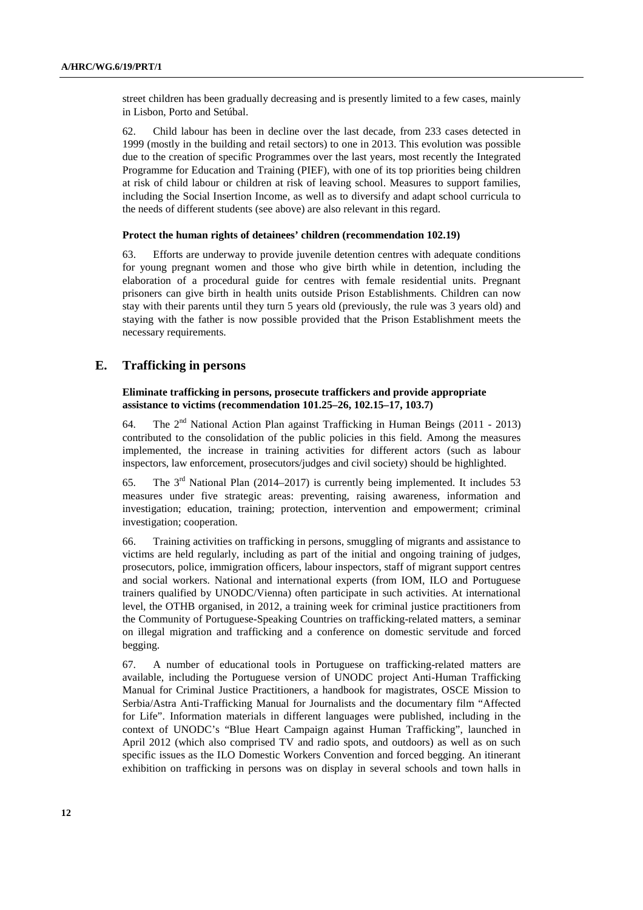street children has been gradually decreasing and is presently limited to a few cases, mainly in Lisbon, Porto and Setúbal.

62. Child labour has been in decline over the last decade, from 233 cases detected in 1999 (mostly in the building and retail sectors) to one in 2013. This evolution was possible due to the creation of specific Programmes over the last years, most recently the Integrated Programme for Education and Training (PIEF), with one of its top priorities being children at risk of child labour or children at risk of leaving school. Measures to support families, including the Social Insertion Income, as well as to diversify and adapt school curricula to the needs of different students (see above) are also relevant in this regard.

**Protect the human rights of detainees' children (recommendation 102.19)**

63. Efforts are underway to provide juvenile detention centres with adequate conditions for young pregnant women and those who give birth while in detention, including the elaboration of a procedural guide for centres with female residential units. Pregnant prisoners can give birth in health units outside Prison Establishments. Children can now stay with their parents until they turn 5 years old (previously, the rule was 3 years old) and staying with the father is now possible provided that the Prison Establishment meets the necessary requirements.

## E. Trafficking in persons

**Eliminate trafficking in persons, prosecute traffickers and provide appropriate assistance to victims (recommendation 101.25–26, 102.15–17, 103.7)**

64. The 2nd National Action Plan against Trafficking in Human Beings (2011 - 2013) contributed to the consolidation of the public policies in this field. Among the measures implemented, the increase in training activities for different actors (such as labour inspectors, law enforcement, prosecutors/judges and civil society) should be highlighted.

65. The 3rd National Plan (2014–2017) is currently being implemented. It includes 53 measures under five strategic areas: preventing, raising awareness, information and investigation; education, training; protection, intervention and empowerment; criminal investigation; cooperation.

66. Training activities on trafficking in persons, smuggling of migrants and assistance to victims are held regularly, including as part of the initial and ongoing training of judges, prosecutors, police, immigration officers, labour inspectors, staff of migrant support centres and social workers. National and international experts (from IOM, ILO and Portuguese trainers qualified by UNODC/Vienna) often participate in such activities. At international level, the OTHB organised, in 2012, a training week for criminal justice practitioners from the Community of Portuguese-Speaking Countries on trafficking-related matters, a seminar on illegal migration and trafficking and a conference on domestic servitude and forced begging.

67. A number of educational tools in Portuguese on trafficking-related matters are available, including the Portuguese version of UNODC project Anti-Human Trafficking Manual for Criminal Justice Practitioners, a handbook for magistrates, OSCE Mission to Serbia/Astra Anti-Trafficking Manual for Journalists and the documentary film "Affected for Life". Information materials in different languages were published, including in the context of UNODC's "Blue Heart Campaign against Human Trafficking", launched in April 2012 (which also comprised TV and radio spots, and outdoors) as well as on such specific issues as the ILO Domestic Workers Convention and forced begging. An itinerant exhibition on trafficking in persons was on display in several schools and town halls in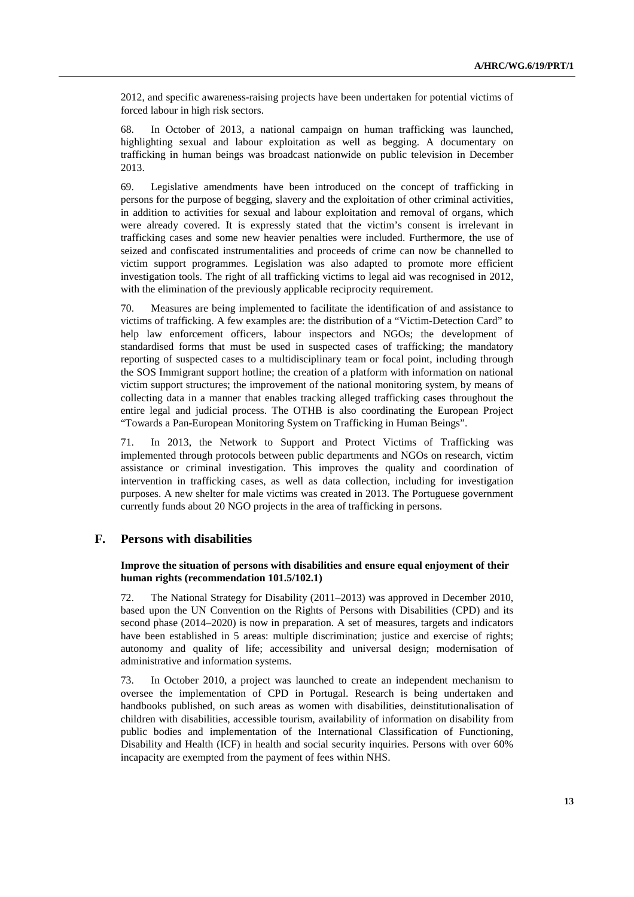2012, and specific awareness-raising projects have been undertaken for potential victims of forced labour in high risk sectors.

68. In October of 2013, a national campaign on human trafficking was launched, highlighting sexual and labour exploitation as well as begging. A documentary on trafficking in human beings was broadcast nationwide on public television in December 2013.

69. Legislative amendments have been introduced on the concept of trafficking in persons for the purpose of begging, slavery and the exploitation of other criminal activities, in addition to activities for sexual and labour exploitation and removal of organs, which were already covered. It is expressly stated that the victim's consent is irrelevant in trafficking cases and some new heavier penalties were included. Furthermore, the use of seized and confiscated instrumentalities and proceeds of crime can now be channelled to victim support programmes. Legislation was also adapted to promote more efficient investigation tools. The right of all trafficking victims to legal aid was recognised in 2012, with the elimination of the previously applicable reciprocity requirement.

70. Measures are being implemented to facilitate the identification of and assistance to victims of trafficking. A few examples are: the distribution of a "Victim-Detection Card" to help law enforcement officers, labour inspectors and NGOs; the development of standardised forms that must be used in suspected cases of trafficking; the mandatory reporting of suspected cases to a multidisciplinary team or focal point, including through the SOS Immigrant support hotline; the creation of a platform with information on national victim support structures; the improvement of the national monitoring system, by means of collecting data in a manner that enables tracking alleged trafficking cases throughout the entire legal and judicial process. The OTHB is also coordinating the European Project "Towards a Pan-European Monitoring System on Trafficking in Human Beings".

71. In 2013, the Network to Support and Protect Victims of Trafficking was implemented through protocols between public departments and NGOs on research, victim assistance or criminal investigation. This improves the quality and coordination of intervention in trafficking cases, as well as data collection, including for investigation purposes. A new shelter for male victims was created in 2013. The Portuguese government currently funds about 20 NGO projects in the area of trafficking in persons.

## F. Persons with disabilities

**Improve the situation of persons with disabilities and ensure equal enjoyment of their human rights (recommendation 101.5/102.1)**

72. The National Strategy for Disability (2011–2013) was approved in December 2010, based upon the UN Convention on the Rights of Persons with Disabilities (CPD) and its second phase (2014–2020) is now in preparation. A set of measures, targets and indicators have been established in 5 areas: multiple discrimination; justice and exercise of rights; autonomy and quality of life; accessibility and universal design; modernisation of administrative and information systems.

73. In October 2010, a project was launched to create an independent mechanism to oversee the implementation of CPD in Portugal. Research is being undertaken and handbooks published, on such areas as women with disabilities, deinstitutionalisation of children with disabilities, accessible tourism, availability of information on disability from public bodies and implementation of the International Classification of Functioning, Disability and Health (ICF) in health and social security inquiries. Persons with over 60% incapacity are exempted from the payment of fees within NHS.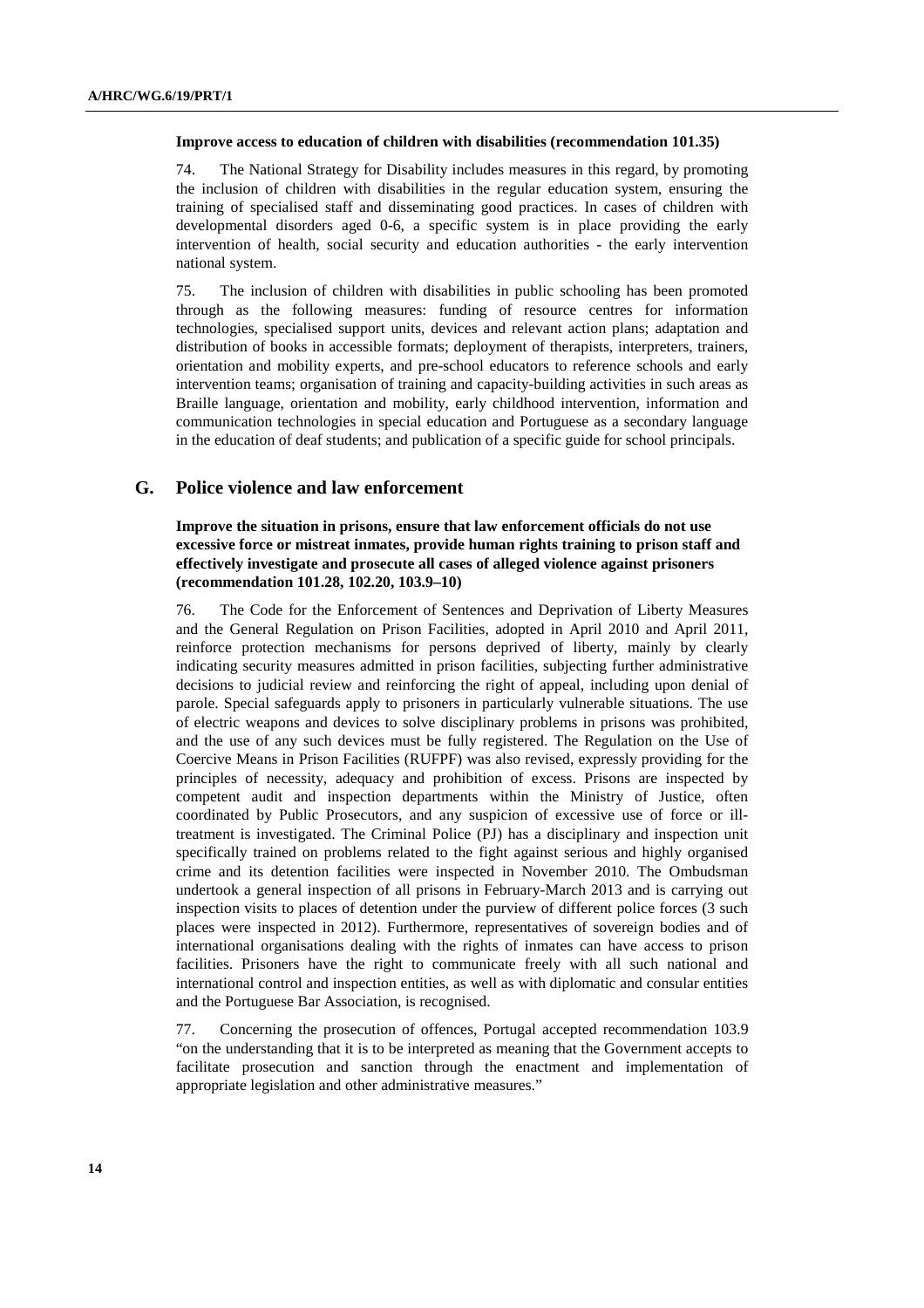**Improve access to education of children with disabilities (recommendation 101.35)**

74. The National Strategy for Disability includes measures in this regard, by promoting the inclusion of children with disabilities in the regular education system, ensuring the training of specialised staff and disseminating good practices. In cases of children with developmental disorders aged 0-6, a specific system is in place providing the early intervention of health, social security and education authorities - the early intervention national system.

75. The inclusion of children with disabilities in public schooling has been promoted through as the following measures: funding of resource centres for information technologies, specialised support units, devices and relevant action plans; adaptation and distribution of books in accessible formats; deployment of therapists, interpreters, trainers, orientation and mobility experts, and pre-school educators to reference schools and early intervention teams; organisation of training and capacity-building activities in such areas as Braille language, orientation and mobility, early childhood intervention, information and communication technologies in special education and Portuguese as a secondary language in the education of deaf students; and publication of a specific guide for school principals.

## G. Police violence and law enforcement

**Improve the situation in prisons, ensure that law enforcement officials do not use excessive force or mistreat inmates, provide human rights training to prison staff and effectively investigate and prosecute all cases of alleged violence against prisoners (recommendation 101.28, 102.20, 103.9–10)**

76. The Code for the Enforcement of Sentences and Deprivation of Liberty Measures and the General Regulation on Prison Facilities, adopted in April 2010 and April 2011, reinforce protection mechanisms for persons deprived of liberty, mainly by clearly indicating security measures admitted in prison facilities, subjecting further administrative decisions to judicial review and reinforcing the right of appeal, including upon denial of parole. Special safeguards apply to prisoners in particularly vulnerable situations. The use of electric weapons and devices to solve disciplinary problems in prisons was prohibited, and the use of any such devices must be fully registered. The Regulation on the Use of Coercive Means in Prison Facilities (RUFPF) was also revised, expressly providing for the principles of necessity, adequacy and prohibition of excess. Prisons are inspected by competent audit and inspection departments within the Ministry of Justice, often coordinated by Public Prosecutors, and any suspicion of excessive use of force or ill-treatment is investigated. The Criminal Police (PJ) has a disciplinary and inspection unit specifically trained on problems related to the fight against serious and highly organised crime and its detention facilities were inspected in November 2010. The Ombudsman undertook a general inspection of all prisons in February-March 2013 and is carrying out inspection visits to places of detention under the purview of different police forces (3 such places were inspected in 2012). Furthermore, representatives of sovereign bodies and of international organisations dealing with the rights of inmates can have access to prison facilities. Prisoners have the right to communicate freely with all such national and international control and inspection entities, as well as with diplomatic and consular entities and the Portuguese Bar Association, is recognised.

77. Concerning the prosecution of offences, Portugal accepted recommendation 103.9 "on the understanding that it is to be interpreted as meaning that the Government accepts to facilitate prosecution and sanction through the enactment and implementation of appropriate legislation and other administrative measures."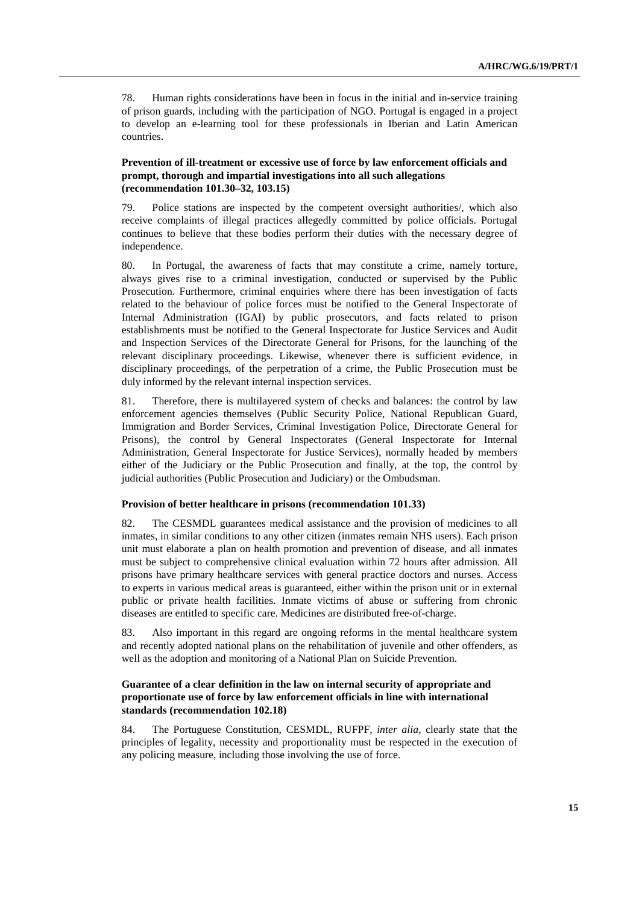78. Human rights considerations have been in focus in the initial and in-service training of prison guards, including with the participation of NGO. Portugal is engaged in a project to develop an e-learning tool for these professionals in Iberian and Latin American countries.

### Prevention of ill-treatment or excessive use of force by law enforcement officials and prompt, thorough and impartial investigations into all such allegations (recommendation 101.30–32, 103.15)

79. Police stations are inspected by the competent oversight authorities/, which also receive complaints of illegal practices allegedly committed by police officials. Portugal continues to believe that these bodies perform their duties with the necessary degree of independence.

80. In Portugal, the awareness of facts that may constitute a crime, namely torture, always gives rise to a criminal investigation, conducted or supervised by the Public Prosecution. Furthermore, criminal enquiries where there has been investigation of facts related to the behaviour of police forces must be notified to the General Inspectorate of Internal Administration (IGAI) by public prosecutors, and facts related to prison establishments must be notified to the General Inspectorate for Justice Services and Audit and Inspection Services of the Directorate General for Prisons, for the launching of the relevant disciplinary proceedings. Likewise, whenever there is sufficient evidence, in disciplinary proceedings, of the perpetration of a crime, the Public Prosecution must be duly informed by the relevant internal inspection services.

81. Therefore, there is multilayered system of checks and balances: the control by law enforcement agencies themselves (Public Security Police, National Republican Guard, Immigration and Border Services, Criminal Investigation Police, Directorate General for Prisons), the control by General Inspectorates (General Inspectorate for Internal Administration, General Inspectorate for Justice Services), normally headed by members either of the Judiciary or the Public Prosecution and finally, at the top, the control by judicial authorities (Public Prosecution and Judiciary) or the Ombudsman.

#### Provision of better healthcare in prisons (recommendation 101.33)

82. The CESMDL guarantees medical assistance and the provision of medicines to all inmates, in similar conditions to any other citizen (inmates remain NHS users). Each prison unit must elaborate a plan on health promotion and prevention of disease, and all inmates must be subject to comprehensive clinical evaluation within 72 hours after admission. All prisons have primary healthcare services with general practice doctors and nurses. Access to experts in various medical areas is guaranteed, either within the prison unit or in external public or private health facilities. Inmate victims of abuse or suffering from chronic diseases are entitled to specific care. Medicines are distributed free-of-charge.

83. Also important in this regard are ongoing reforms in the mental healthcare system and recently adopted national plans on the rehabilitation of juvenile and other offenders, as well as the adoption and monitoring of a National Plan on Suicide Prevention.

### Guarantee of a clear definition in the law on internal security of appropriate and proportionate use of force by law enforcement officials in line with international standards (recommendation 102.18)

84. The Portuguese Constitution, CESMDL, RUFPF, *inter alia*, clearly state that the principles of legality, necessity and proportionality must be respected in the execution of any policing measure, including those involving the use of force.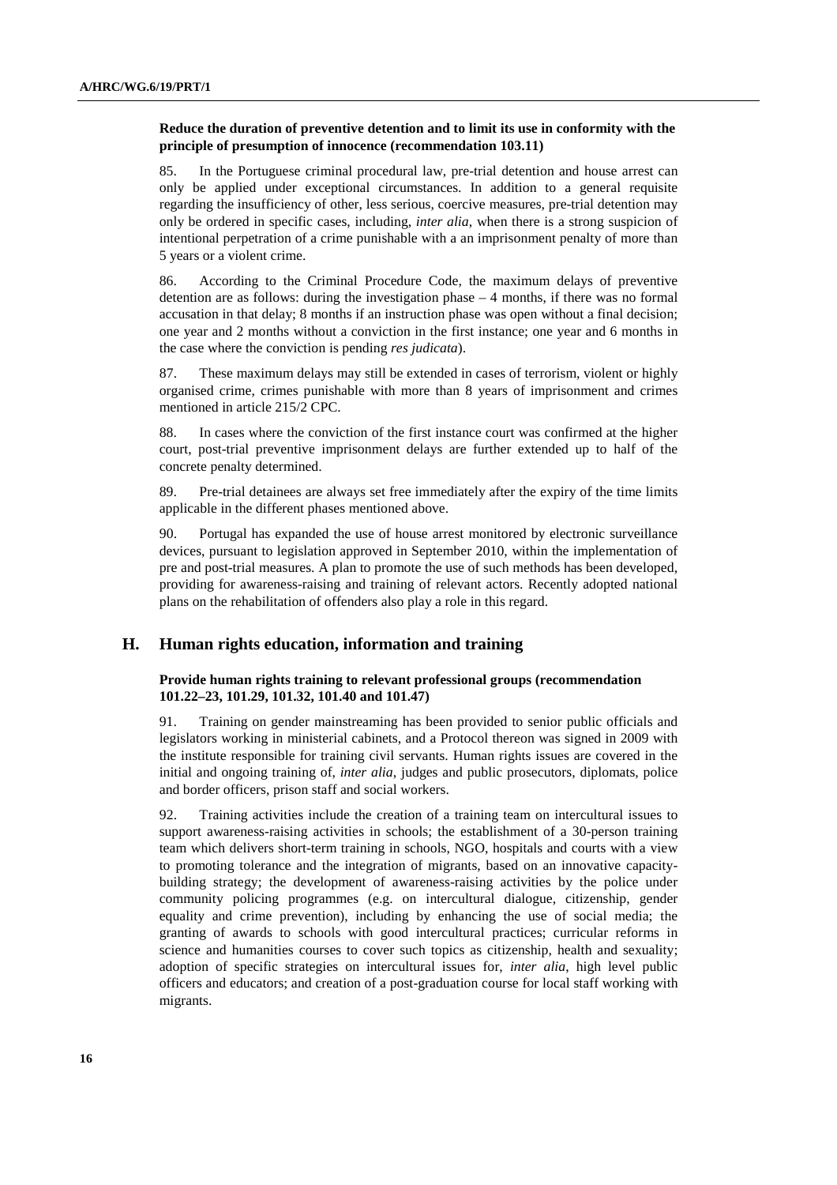**Reduce the duration of preventive detention and to limit its use in conformity with the principle of presumption of innocence (recommendation 103.11)**

85. In the Portuguese criminal procedural law, pre-trial detention and house arrest can only be applied under exceptional circumstances. In addition to a general requisite regarding the insufficiency of other, less serious, coercive measures, pre-trial detention may only be ordered in specific cases, including, *inter alia*, when there is a strong suspicion of intentional perpetration of a crime punishable with a an imprisonment penalty of more than 5 years or a violent crime.

86. According to the Criminal Procedure Code, the maximum delays of preventive detention are as follows: during the investigation phase – 4 months, if there was no formal accusation in that delay; 8 months if an instruction phase was open without a final decision; one year and 2 months without a conviction in the first instance; one year and 6 months in the case where the conviction is pending *res judicata*).

87. These maximum delays may still be extended in cases of terrorism, violent or highly organised crime, crimes punishable with more than 8 years of imprisonment and crimes mentioned in article 215/2 CPC.

88. In cases where the conviction of the first instance court was confirmed at the higher court, post-trial preventive imprisonment delays are further extended up to half of the concrete penalty determined.

89. Pre-trial detainees are always set free immediately after the expiry of the time limits applicable in the different phases mentioned above.

90. Portugal has expanded the use of house arrest monitored by electronic surveillance devices, pursuant to legislation approved in September 2010, within the implementation of pre and post-trial measures. A plan to promote the use of such methods has been developed, providing for awareness-raising and training of relevant actors. Recently adopted national plans on the rehabilitation of offenders also play a role in this regard.

## H. Human rights education, information and training

**Provide human rights training to relevant professional groups (recommendation 101.22–23, 101.29, 101.32, 101.40 and 101.47)**

91. Training on gender mainstreaming has been provided to senior public officials and legislators working in ministerial cabinets, and a Protocol thereon was signed in 2009 with the institute responsible for training civil servants. Human rights issues are covered in the initial and ongoing training of, *inter alia*, judges and public prosecutors, diplomats, police and border officers, prison staff and social workers.

92. Training activities include the creation of a training team on intercultural issues to support awareness-raising activities in schools; the establishment of a 30-person training team which delivers short-term training in schools, NGO, hospitals and courts with a view to promoting tolerance and the integration of migrants, based on an innovative capacity-building strategy; the development of awareness-raising activities by the police under community policing programmes (e.g. on intercultural dialogue, citizenship, gender equality and crime prevention), including by enhancing the use of social media; the granting of awards to schools with good intercultural practices; curricular reforms in science and humanities courses to cover such topics as citizenship, health and sexuality; adoption of specific strategies on intercultural issues for, *inter alia*, high level public officers and educators; and creation of a post-graduation course for local staff working with migrants.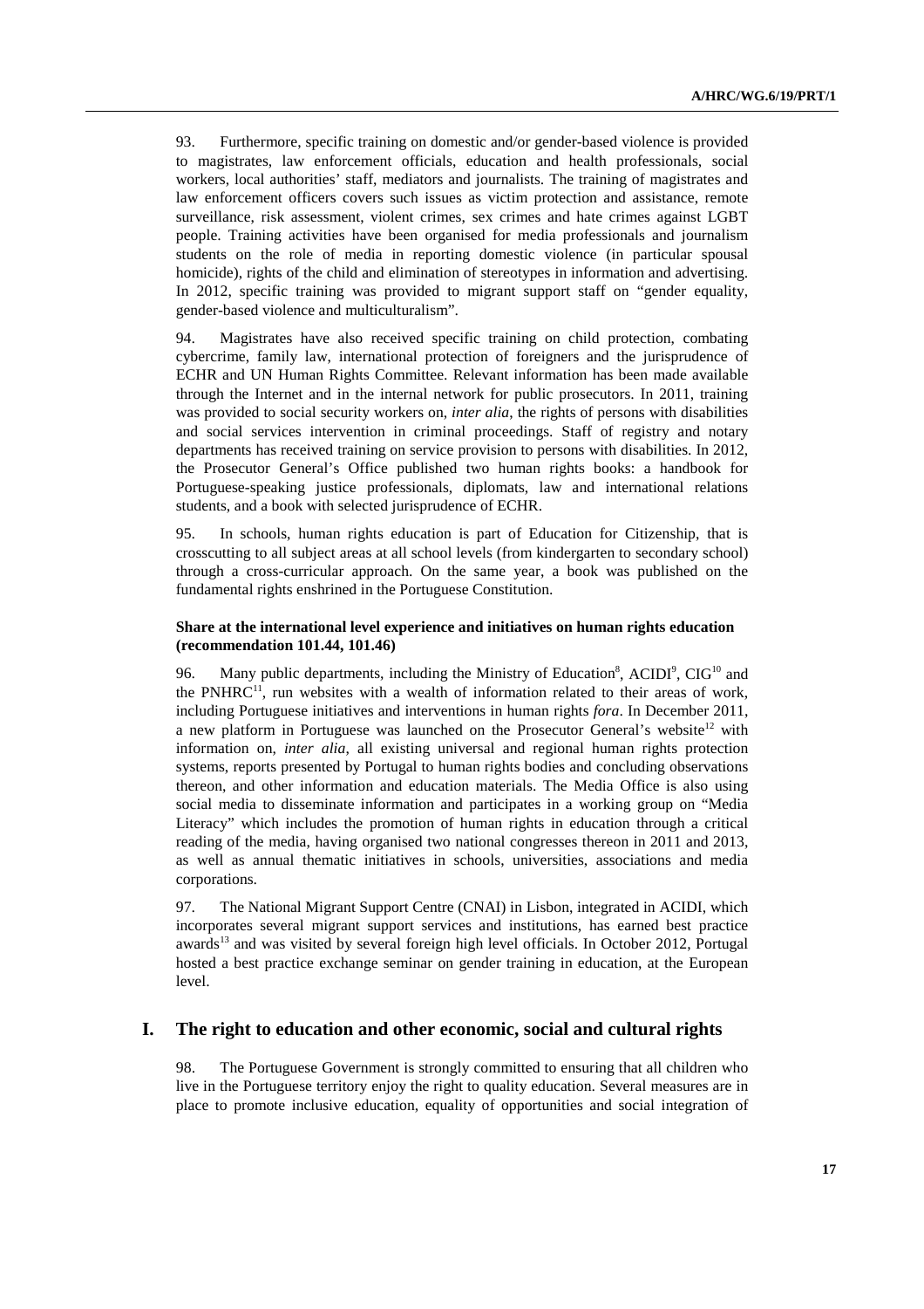93. Furthermore, specific training on domestic and/or gender-based violence is provided to magistrates, law enforcement officials, education and health professionals, social workers, local authorities' staff, mediators and journalists. The training of magistrates and law enforcement officers covers such issues as victim protection and assistance, remote surveillance, risk assessment, violent crimes, sex crimes and hate crimes against LGBT people. Training activities have been organised for media professionals and journalism students on the role of media in reporting domestic violence (in particular spousal homicide), rights of the child and elimination of stereotypes in information and advertising. In 2012, specific training was provided to migrant support staff on "gender equality, gender-based violence and multiculturalism".

94. Magistrates have also received specific training on child protection, combating cybercrime, family law, international protection of foreigners and the jurisprudence of ECHR and UN Human Rights Committee. Relevant information has been made available through the Internet and in the internal network for public prosecutors. In 2011, training was provided to social security workers on, *inter alia*, the rights of persons with disabilities and social services intervention in criminal proceedings. Staff of registry and notary departments has received training on service provision to persons with disabilities. In 2012, the Prosecutor General's Office published two human rights books: a handbook for Portuguese-speaking justice professionals, diplomats, law and international relations students, and a book with selected jurisprudence of ECHR.

95. In schools, human rights education is part of Education for Citizenship, that is crosscutting to all subject areas at all school levels (from kindergarten to secondary school) through a cross-curricular approach. On the same year, a book was published on the fundamental rights enshrined in the Portuguese Constitution.

**Share at the international level experience and initiatives on human rights education (recommendation 101.44, 101.46)**

96. Many public departments, including the Ministry of Education[8], ACIDI[9], CIG[10] and the PNHRC[11], run websites with a wealth of information related to their areas of work, including Portuguese initiatives and interventions in human rights *fora*. In December 2011, a new platform in Portuguese was launched on the Prosecutor General's website[12] with information on, *inter alia*, all existing universal and regional human rights protection systems, reports presented by Portugal to human rights bodies and concluding observations thereon, and other information and education materials. The Media Office is also using social media to disseminate information and participates in a working group on "Media Literacy" which includes the promotion of human rights in education through a critical reading of the media, having organised two national congresses thereon in 2011 and 2013, as well as annual thematic initiatives in schools, universities, associations and media corporations.

97. The National Migrant Support Centre (CNAI) in Lisbon, integrated in ACIDI, which incorporates several migrant support services and institutions, has earned best practice awards[13] and was visited by several foreign high level officials. In October 2012, Portugal hosted a best practice exchange seminar on gender training in education, at the European level.

## I. The right to education and other economic, social and cultural rights

98. The Portuguese Government is strongly committed to ensuring that all children who live in the Portuguese territory enjoy the right to quality education. Several measures are in place to promote inclusive education, equality of opportunities and social integration of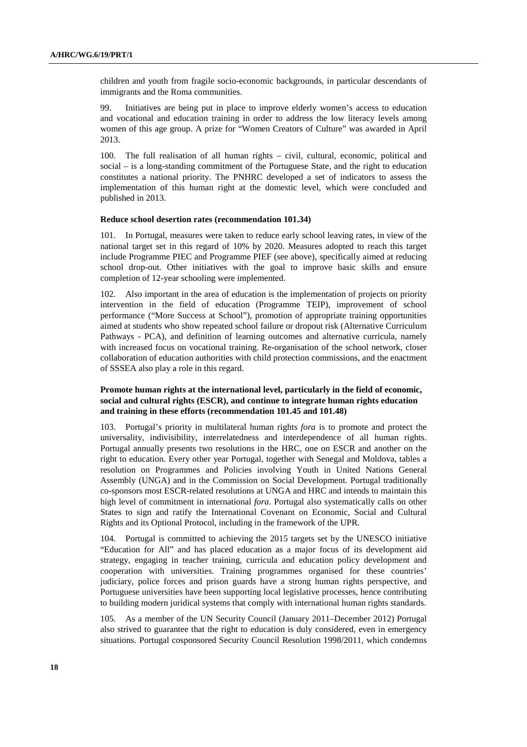children and youth from fragile socio-economic backgrounds, in particular descendants of immigrants and the Roma communities.

99. Initiatives are being put in place to improve elderly women's access to education and vocational and education training in order to address the low literacy levels among women of this age group. A prize for "Women Creators of Culture" was awarded in April 2013.

100. The full realisation of all human rights – civil, cultural, economic, political and social – is a long-standing commitment of the Portuguese State, and the right to education constitutes a national priority. The PNHRC developed a set of indicators to assess the implementation of this human right at the domestic level, which were concluded and published in 2013.

**Reduce school desertion rates (recommendation 101.34)**

101. In Portugal, measures were taken to reduce early school leaving rates, in view of the national target set in this regard of 10% by 2020. Measures adopted to reach this target include Programme PIEC and Programme PIEF (see above), specifically aimed at reducing school drop-out. Other initiatives with the goal to improve basic skills and ensure completion of 12-year schooling were implemented.

102. Also important in the area of education is the implementation of projects on priority intervention in the field of education (Programme TEIP), improvement of school performance ("More Success at School"), promotion of appropriate training opportunities aimed at students who show repeated school failure or dropout risk (Alternative Curriculum Pathways - PCA), and definition of learning outcomes and alternative curricula, namely with increased focus on vocational training. Re-organisation of the school network, closer collaboration of education authorities with child protection commissions, and the enactment of SSSEA also play a role in this regard.

**Promote human rights at the international level, particularly in the field of economic, social and cultural rights (ESCR), and continue to integrate human rights education and training in these efforts (recommendation 101.45 and 101.48)**

103. Portugal's priority in multilateral human rights *fora* is to promote and protect the universality, indivisibility, interrelatedness and interdependence of all human rights. Portugal annually presents two resolutions in the HRC, one on ESCR and another on the right to education. Every other year Portugal, together with Senegal and Moldova, tables a resolution on Programmes and Policies involving Youth in United Nations General Assembly (UNGA) and in the Commission on Social Development. Portugal traditionally co-sponsors most ESCR-related resolutions at UNGA and HRC and intends to maintain this high level of commitment in international *fora*. Portugal also systematically calls on other States to sign and ratify the International Covenant on Economic, Social and Cultural Rights and its Optional Protocol, including in the framework of the UPR.

104. Portugal is committed to achieving the 2015 targets set by the UNESCO initiative "Education for All" and has placed education as a major focus of its development aid strategy, engaging in teacher training, curricula and education policy development and cooperation with universities. Training programmes organised for these countries' judiciary, police forces and prison guards have a strong human rights perspective, and Portuguese universities have been supporting local legislative processes, hence contributing to building modern juridical systems that comply with international human rights standards.

105. As a member of the UN Security Council (January 2011–December 2012) Portugal also strived to guarantee that the right to education is duly considered, even in emergency situations. Portugal cosponsored Security Council Resolution 1998/2011, which condemns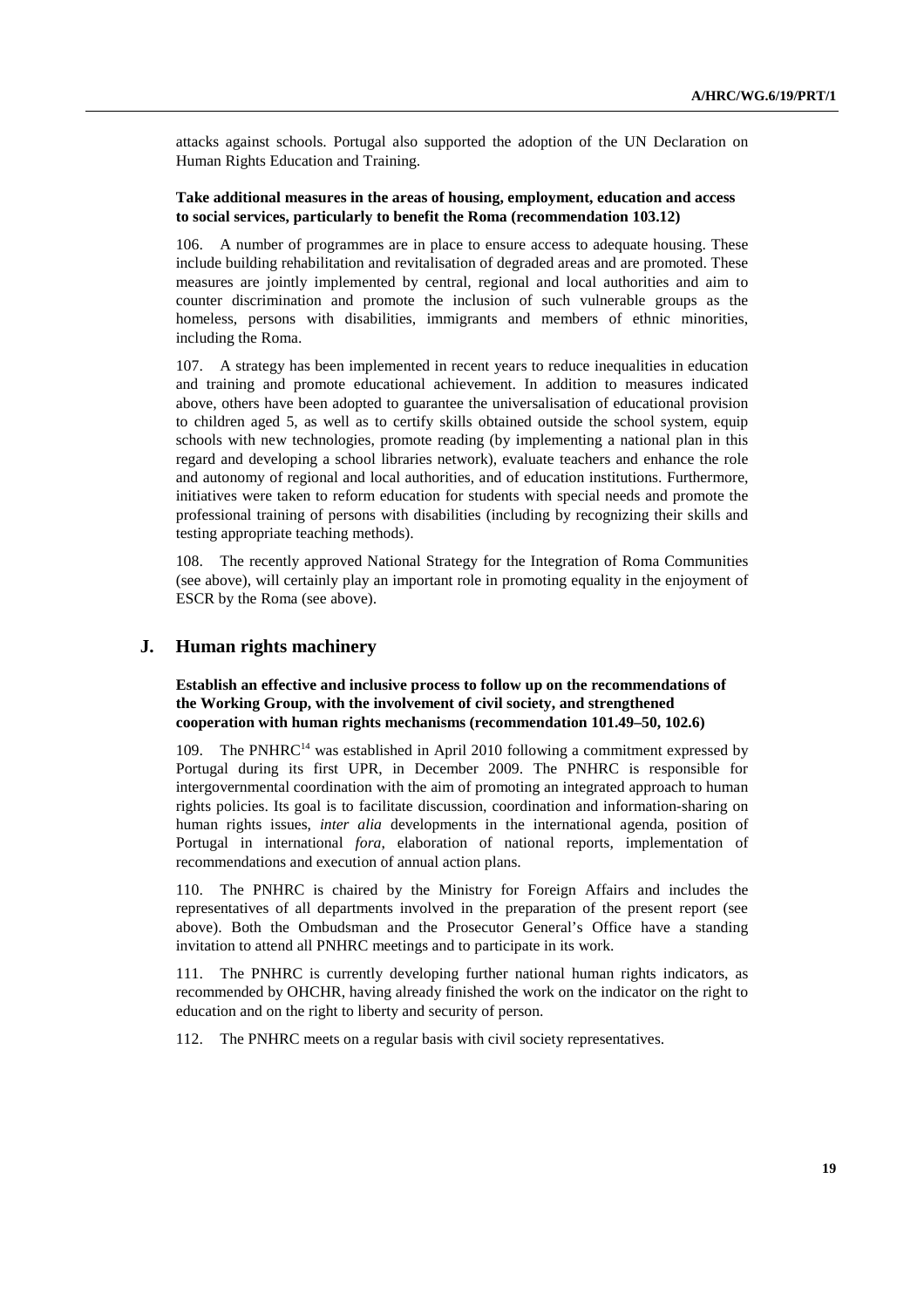attacks against schools. Portugal also supported the adoption of the UN Declaration on Human Rights Education and Training.

**Take additional measures in the areas of housing, employment, education and access to social services, particularly to benefit the Roma (recommendation 103.12)**

106. A number of programmes are in place to ensure access to adequate housing. These include building rehabilitation and revitalisation of degraded areas and are promoted. These measures are jointly implemented by central, regional and local authorities and aim to counter discrimination and promote the inclusion of such vulnerable groups as the homeless, persons with disabilities, immigrants and members of ethnic minorities, including the Roma.

107. A strategy has been implemented in recent years to reduce inequalities in education and training and promote educational achievement. In addition to measures indicated above, others have been adopted to guarantee the universalisation of educational provision to children aged 5, as well as to certify skills obtained outside the school system, equip schools with new technologies, promote reading (by implementing a national plan in this regard and developing a school libraries network), evaluate teachers and enhance the role and autonomy of regional and local authorities, and of education institutions. Furthermore, initiatives were taken to reform education for students with special needs and promote the professional training of persons with disabilities (including by recognizing their skills and testing appropriate teaching methods).

108. The recently approved National Strategy for the Integration of Roma Communities (see above), will certainly play an important role in promoting equality in the enjoyment of ESCR by the Roma (see above).

## J. Human rights machinery

**Establish an effective and inclusive process to follow up on the recommendations of the Working Group, with the involvement of civil society, and strengthened cooperation with human rights mechanisms (recommendation 101.49–50, 102.6)**

109. The PNHRC[14] was established in April 2010 following a commitment expressed by Portugal during its first UPR, in December 2009. The PNHRC is responsible for intergovernmental coordination with the aim of promoting an integrated approach to human rights policies. Its goal is to facilitate discussion, coordination and information-sharing on human rights issues, *inter alia* developments in the international agenda, position of Portugal in international *fora*, elaboration of national reports, implementation of recommendations and execution of annual action plans.

110. The PNHRC is chaired by the Ministry for Foreign Affairs and includes the representatives of all departments involved in the preparation of the present report (see above). Both the Ombudsman and the Prosecutor General's Office have a standing invitation to attend all PNHRC meetings and to participate in its work.

111. The PNHRC is currently developing further national human rights indicators, as recommended by OHCHR, having already finished the work on the indicator on the right to education and on the right to liberty and security of person.

112. The PNHRC meets on a regular basis with civil society representatives.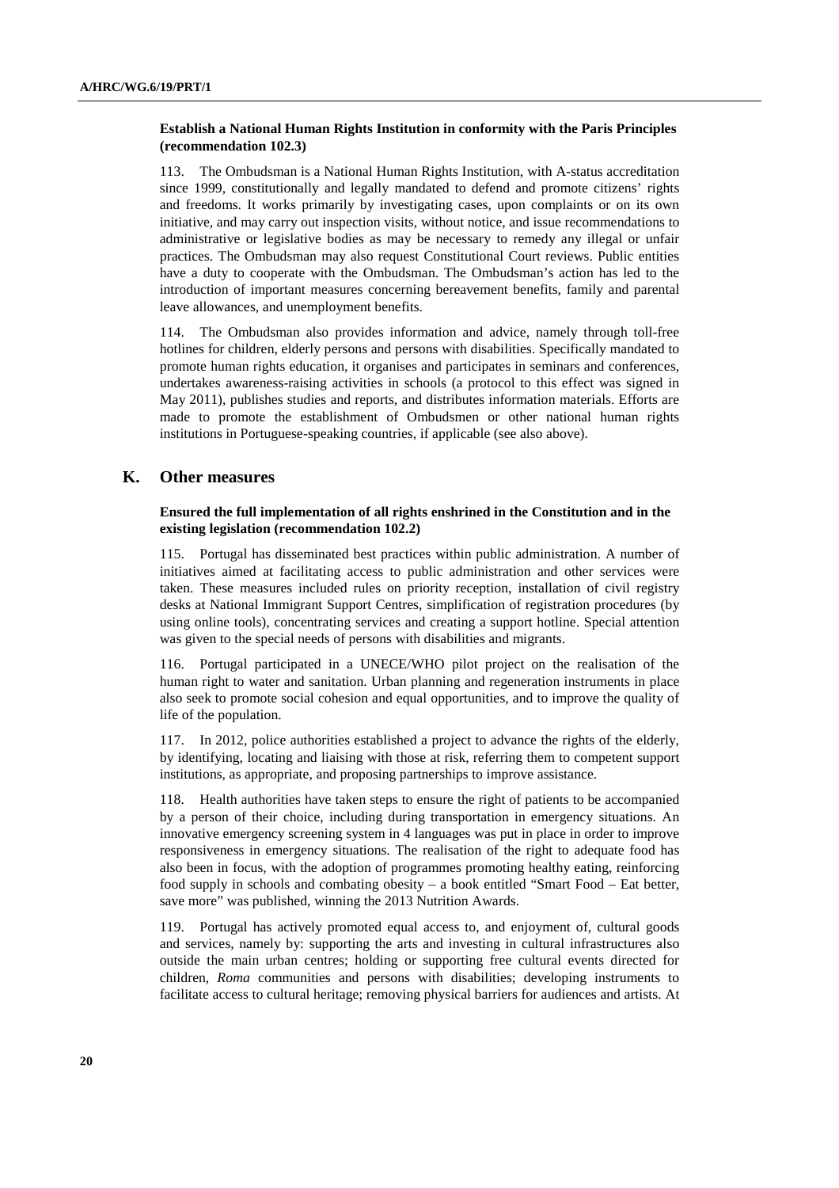**Establish a National Human Rights Institution in conformity with the Paris Principles (recommendation 102.3)**

113. The Ombudsman is a National Human Rights Institution, with A-status accreditation since 1999, constitutionally and legally mandated to defend and promote citizens' rights and freedoms. It works primarily by investigating cases, upon complaints or on its own initiative, and may carry out inspection visits, without notice, and issue recommendations to administrative or legislative bodies as may be necessary to remedy any illegal or unfair practices. The Ombudsman may also request Constitutional Court reviews. Public entities have a duty to cooperate with the Ombudsman. The Ombudsman's action has led to the introduction of important measures concerning bereavement benefits, family and parental leave allowances, and unemployment benefits.

114. The Ombudsman also provides information and advice, namely through toll-free hotlines for children, elderly persons and persons with disabilities. Specifically mandated to promote human rights education, it organises and participates in seminars and conferences, undertakes awareness-raising activities in schools (a protocol to this effect was signed in May 2011), publishes studies and reports, and distributes information materials. Efforts are made to promote the establishment of Ombudsmen or other national human rights institutions in Portuguese-speaking countries, if applicable (see also above).

## K. Other measures

**Ensured the full implementation of all rights enshrined in the Constitution and in the existing legislation (recommendation 102.2)**

115. Portugal has disseminated best practices within public administration. A number of initiatives aimed at facilitating access to public administration and other services were taken. These measures included rules on priority reception, installation of civil registry desks at National Immigrant Support Centres, simplification of registration procedures (by using online tools), concentrating services and creating a support hotline. Special attention was given to the special needs of persons with disabilities and migrants.

116. Portugal participated in a UNECE/WHO pilot project on the realisation of the human right to water and sanitation. Urban planning and regeneration instruments in place also seek to promote social cohesion and equal opportunities, and to improve the quality of life of the population.

117. In 2012, police authorities established a project to advance the rights of the elderly, by identifying, locating and liaising with those at risk, referring them to competent support institutions, as appropriate, and proposing partnerships to improve assistance.

118. Health authorities have taken steps to ensure the right of patients to be accompanied by a person of their choice, including during transportation in emergency situations. An innovative emergency screening system in 4 languages was put in place in order to improve responsiveness in emergency situations. The realisation of the right to adequate food has also been in focus, with the adoption of programmes promoting healthy eating, reinforcing food supply in schools and combating obesity – a book entitled "Smart Food – Eat better, save more" was published, winning the 2013 Nutrition Awards.

119. Portugal has actively promoted equal access to, and enjoyment of, cultural goods and services, namely by: supporting the arts and investing in cultural infrastructures also outside the main urban centres; holding or supporting free cultural events directed for children, *Roma* communities and persons with disabilities; developing instruments to facilitate access to cultural heritage; removing physical barriers for audiences and artists. At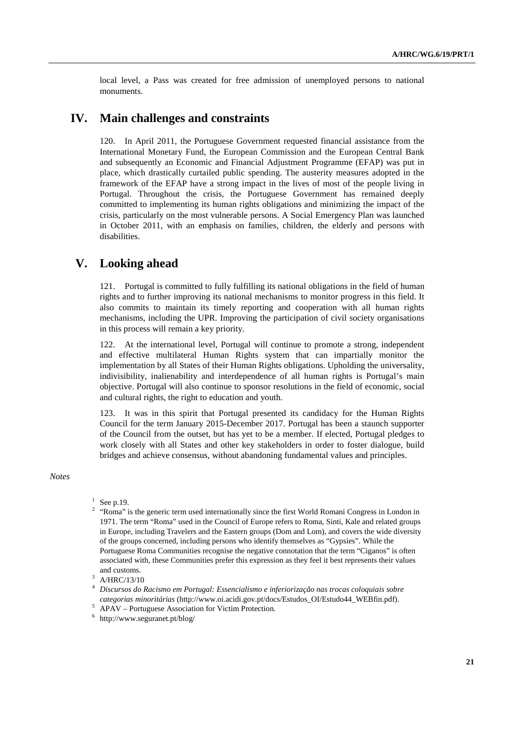local level, a Pass was created for free admission of unemployed persons to national monuments.

# IV. Main challenges and constraints

120. In April 2011, the Portuguese Government requested financial assistance from the International Monetary Fund, the European Commission and the European Central Bank and subsequently an Economic and Financial Adjustment Programme (EFAP) was put in place, which drastically curtailed public spending. The austerity measures adopted in the framework of the EFAP have a strong impact in the lives of most of the people living in Portugal. Throughout the crisis, the Portuguese Government has remained deeply committed to implementing its human rights obligations and minimizing the impact of the crisis, particularly on the most vulnerable persons. A Social Emergency Plan was launched in October 2011, with an emphasis on families, children, the elderly and persons with disabilities.

# V. Looking ahead

121. Portugal is committed to fully fulfilling its national obligations in the field of human rights and to further improving its national mechanisms to monitor progress in this field. It also commits to maintain its timely reporting and cooperation with all human rights mechanisms, including the UPR. Improving the participation of civil society organisations in this process will remain a key priority.

122. At the international level, Portugal will continue to promote a strong, independent and effective multilateral Human Rights system that can impartially monitor the implementation by all States of their Human Rights obligations. Upholding the universality, indivisibility, inalienability and interdependence of all human rights is Portugal's main objective. Portugal will also continue to sponsor resolutions in the field of economic, social and cultural rights, the right to education and youth.

123. It was in this spirit that Portugal presented its candidacy for the Human Rights Council for the term January 2015-December 2017. Portugal has been a staunch supporter of the Council from the outset, but has yet to be a member. If elected, Portugal pledges to work closely with all States and other key stakeholders in order to foster dialogue, build bridges and achieve consensus, without abandoning fundamental values and principles.

*Notes*

[1] See p.19.

[2] "Roma" is the generic term used internationally since the first World Romani Congress in London in 1971. The term "Roma" used in the Council of Europe refers to Roma, Sinti, Kale and related groups in Europe, including Travelers and the Eastern groups (Dom and Lom), and covers the wide diversity of the groups concerned, including persons who identify themselves as "Gypsies". While the Portuguese Roma Communities recognise the negative connotation that the term "Ciganos" is often associated with, these Communities prefer this expression as they feel it best represents their values and customs.

[3] A/HRC/13/10

[4] *Discursos do Racismo em Portugal: Essencialismo e inferiorização nas trocas coloquiais sobre categorias minoritárias* (http://www.oi.acidi.gov.pt/docs/Estudos_OI/Estudo44_WEBfin.pdf).

[5] APAV – Portuguese Association for Victim Protection.

[6] http://www.seguranet.pt/blog/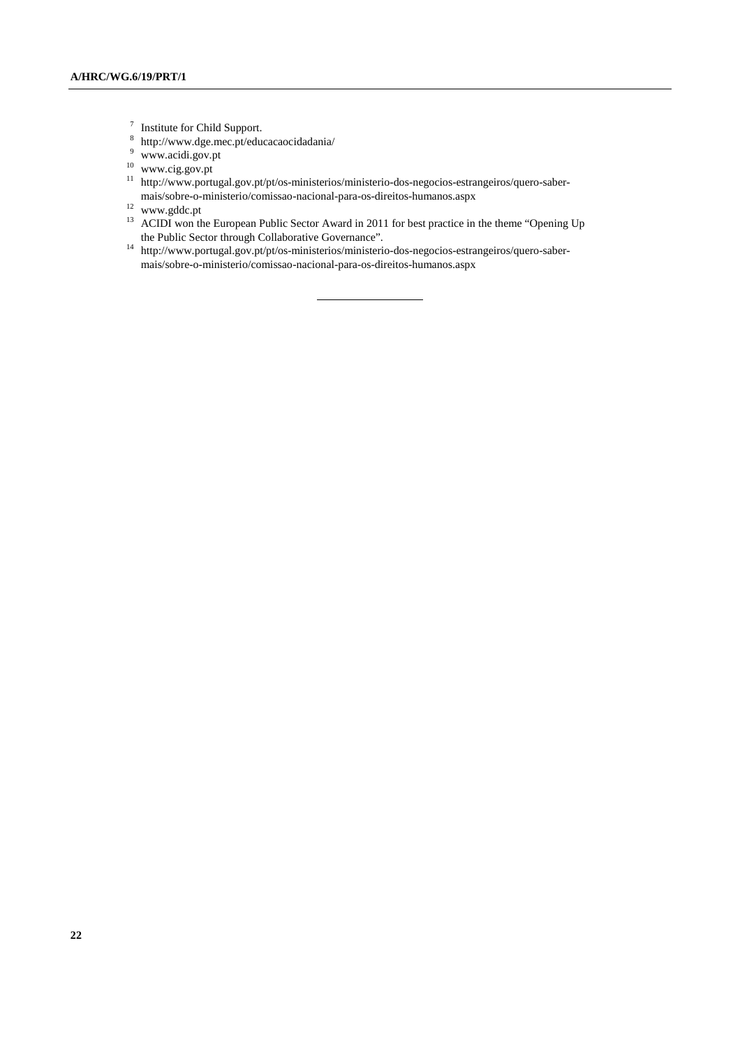[7] Institute for Child Support.

[8] http://www.dge.mec.pt/educacaocidadania/

[9] www.acidi.gov.pt

[10] www.cig.gov.pt

[11] http://www.portugal.gov.pt/pt/os-ministerios/ministerio-dos-negocios-estrangeiros/quero-saber-mais/sobre-o-ministerio/comissao-nacional-para-os-direitos-humanos.aspx

[12] www.gddc.pt

[13] ACIDI won the European Public Sector Award in 2011 for best practice in the theme "Opening Up the Public Sector through Collaborative Governance".

[14] http://www.portugal.gov.pt/pt/os-ministerios/ministerio-dos-negocios-estrangeiros/quero-saber-mais/sobre-o-ministerio/comissao-nacional-para-os-direitos-humanos.aspx